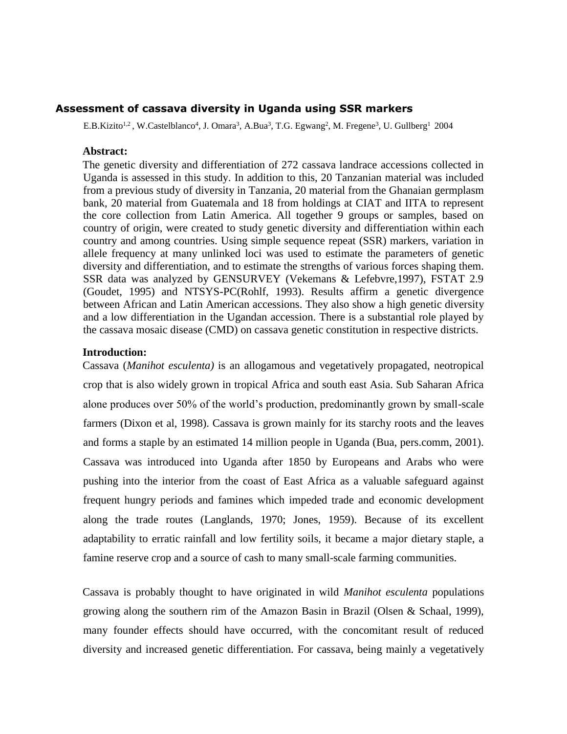## Assessment of cassava diversity in Uganda using SSR markers

E.B.Kizito[1,2], W.Castelblanco[4], J. Omara[3], A.Bua[3], T.G. Egwang[2], M. Fregene[3], U. Gullberg[1] 2004

### Abstract:

The genetic diversity and differentiation of 272 cassava landrace accessions collected in Uganda is assessed in this study. In addition to this, 20 Tanzanian material was included from a previous study of diversity in Tanzania, 20 material from the Ghanaian germplasm bank, 20 material from Guatemala and 18 from holdings at CIAT and IITA to represent the core collection from Latin America. All together 9 groups or samples, based on country of origin, were created to study genetic diversity and differentiation within each country and among countries. Using simple sequence repeat (SSR) markers, variation in allele frequency at many unlinked loci was used to estimate the parameters of genetic diversity and differentiation, and to estimate the strengths of various forces shaping them. SSR data was analyzed by GENSURVEY (Vekemans & Lefebvre,1997), FSTAT 2.9 (Goudet, 1995) and NTSYS-PC(Rohlf, 1993). Results affirm a genetic divergence between African and Latin American accessions. They also show a high genetic diversity and a low differentiation in the Ugandan accession. There is a substantial role played by the cassava mosaic disease (CMD) on cassava genetic constitution in respective districts.

### Introduction:

Cassava (*Manihot esculenta)* is an allogamous and vegetatively propagated, neotropical crop that is also widely grown in tropical Africa and south east Asia. Sub Saharan Africa alone produces over 50% of the world's production, predominantly grown by small-scale farmers (Dixon et al, 1998). Cassava is grown mainly for its starchy roots and the leaves and forms a staple by an estimated 14 million people in Uganda (Bua, pers.comm, 2001). Cassava was introduced into Uganda after 1850 by Europeans and Arabs who were pushing into the interior from the coast of East Africa as a valuable safeguard against frequent hungry periods and famines which impeded trade and economic development along the trade routes (Langlands, 1970; Jones, 1959). Because of its excellent adaptability to erratic rainfall and low fertility soils, it became a major dietary staple, a famine reserve crop and a source of cash to many small-scale farming communities.

Cassava is probably thought to have originated in wild *Manihot esculenta* populations growing along the southern rim of the Amazon Basin in Brazil (Olsen & Schaal, 1999), many founder effects should have occurred, with the concomitant result of reduced diversity and increased genetic differentiation. For cassava, being mainly a vegetatively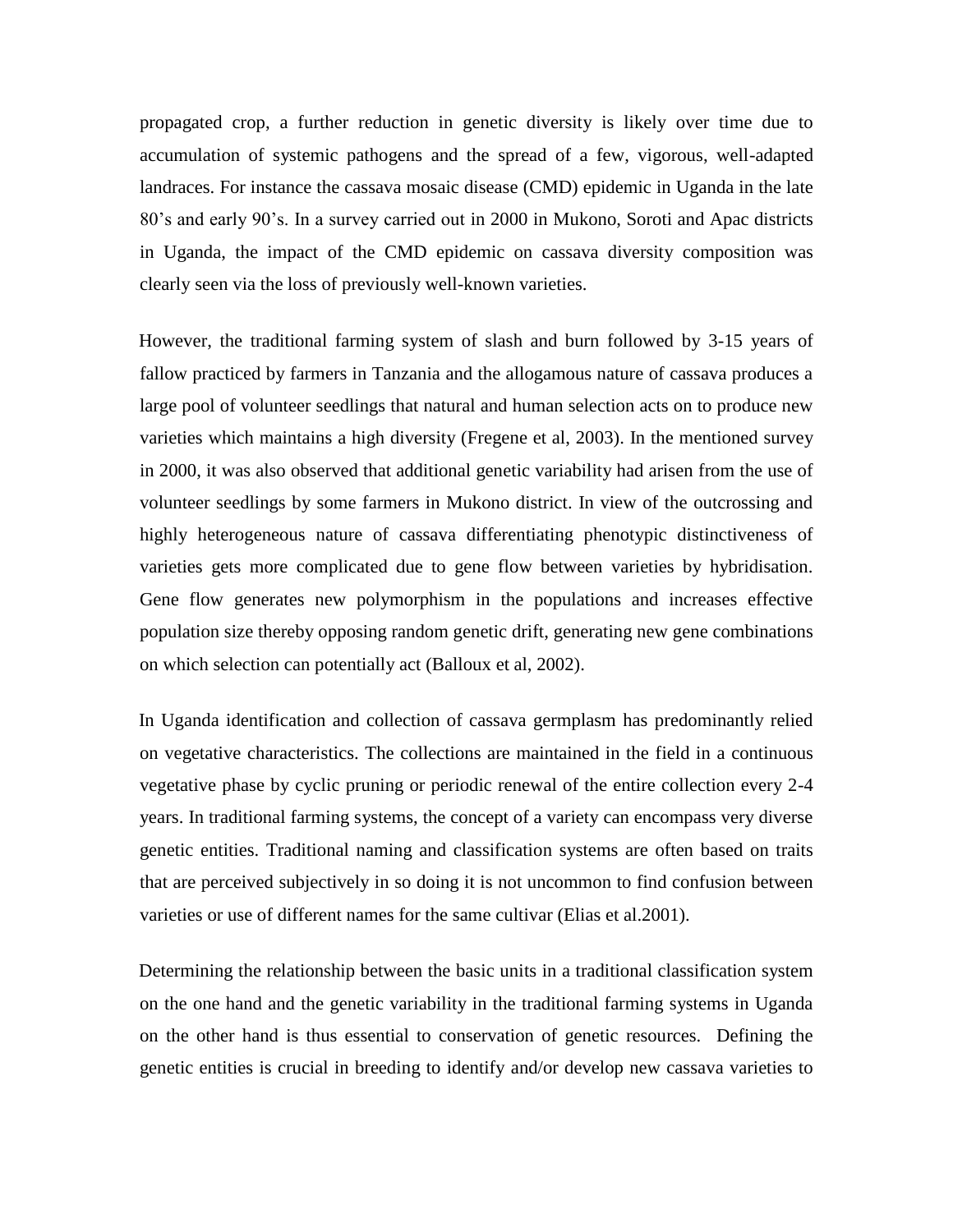propagated crop, a further reduction in genetic diversity is likely over time due to accumulation of systemic pathogens and the spread of a few, vigorous, well-adapted landraces. For instance the cassava mosaic disease (CMD) epidemic in Uganda in the late 80's and early 90's. In a survey carried out in 2000 in Mukono, Soroti and Apac districts in Uganda, the impact of the CMD epidemic on cassava diversity composition was clearly seen via the loss of previously well-known varieties.

However, the traditional farming system of slash and burn followed by 3-15 years of fallow practiced by farmers in Tanzania and the allogamous nature of cassava produces a large pool of volunteer seedlings that natural and human selection acts on to produce new varieties which maintains a high diversity (Fregene et al, 2003). In the mentioned survey in 2000, it was also observed that additional genetic variability had arisen from the use of volunteer seedlings by some farmers in Mukono district. In view of the outcrossing and highly heterogeneous nature of cassava differentiating phenotypic distinctiveness of varieties gets more complicated due to gene flow between varieties by hybridisation. Gene flow generates new polymorphism in the populations and increases effective population size thereby opposing random genetic drift, generating new gene combinations on which selection can potentially act (Balloux et al, 2002).

In Uganda identification and collection of cassava germplasm has predominantly relied on vegetative characteristics. The collections are maintained in the field in a continuous vegetative phase by cyclic pruning or periodic renewal of the entire collection every 2-4 years. In traditional farming systems, the concept of a variety can encompass very diverse genetic entities. Traditional naming and classification systems are often based on traits that are perceived subjectively in so doing it is not uncommon to find confusion between varieties or use of different names for the same cultivar (Elias et al.2001).

Determining the relationship between the basic units in a traditional classification system on the one hand and the genetic variability in the traditional farming systems in Uganda on the other hand is thus essential to conservation of genetic resources. Defining the genetic entities is crucial in breeding to identify and/or develop new cassava varieties to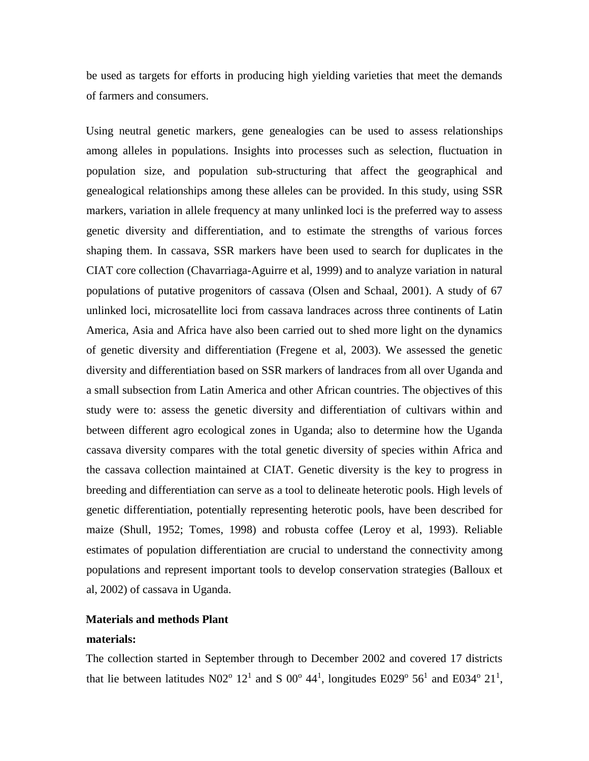be used as targets for efforts in producing high yielding varieties that meet the demands of farmers and consumers.

Using neutral genetic markers, gene genealogies can be used to assess relationships among alleles in populations. Insights into processes such as selection, fluctuation in population size, and population sub-structuring that affect the geographical and genealogical relationships among these alleles can be provided. In this study, using SSR markers, variation in allele frequency at many unlinked loci is the preferred way to assess genetic diversity and differentiation, and to estimate the strengths of various forces shaping them. In cassava, SSR markers have been used to search for duplicates in the CIAT core collection (Chavarriaga-Aguirre et al, 1999) and to analyze variation in natural populations of putative progenitors of cassava (Olsen and Schaal, 2001). A study of 67 unlinked loci, microsatellite loci from cassava landraces across three continents of Latin America, Asia and Africa have also been carried out to shed more light on the dynamics of genetic diversity and differentiation (Fregene et al, 2003). We assessed the genetic diversity and differentiation based on SSR markers of landraces from all over Uganda and a small subsection from Latin America and other African countries. The objectives of this study were to: assess the genetic diversity and differentiation of cultivars within and between different agro ecological zones in Uganda; also to determine how the Uganda cassava diversity compares with the total genetic diversity of species within Africa and the cassava collection maintained at CIAT. Genetic diversity is the key to progress in breeding and differentiation can serve as a tool to delineate heterotic pools. High levels of genetic differentiation, potentially representing heterotic pools, have been described for maize (Shull, 1952; Tomes, 1998) and robusta coffee (Leroy et al, 1993). Reliable estimates of population differentiation are crucial to understand the connectivity among populations and represent important tools to develop conservation strategies (Balloux et al, 2002) of cassava in Uganda.

**Materials and methods Plant materials:**

The collection started in September through to December 2002 and covered 17 districts that lie between latitudes N02$^{o}$ 12$^{1}$ and S 00$^{o}$ 44$^{1}$, longitudes E029$^{o}$ 56$^{1}$ and E034$^{o}$ 21$^{1}$,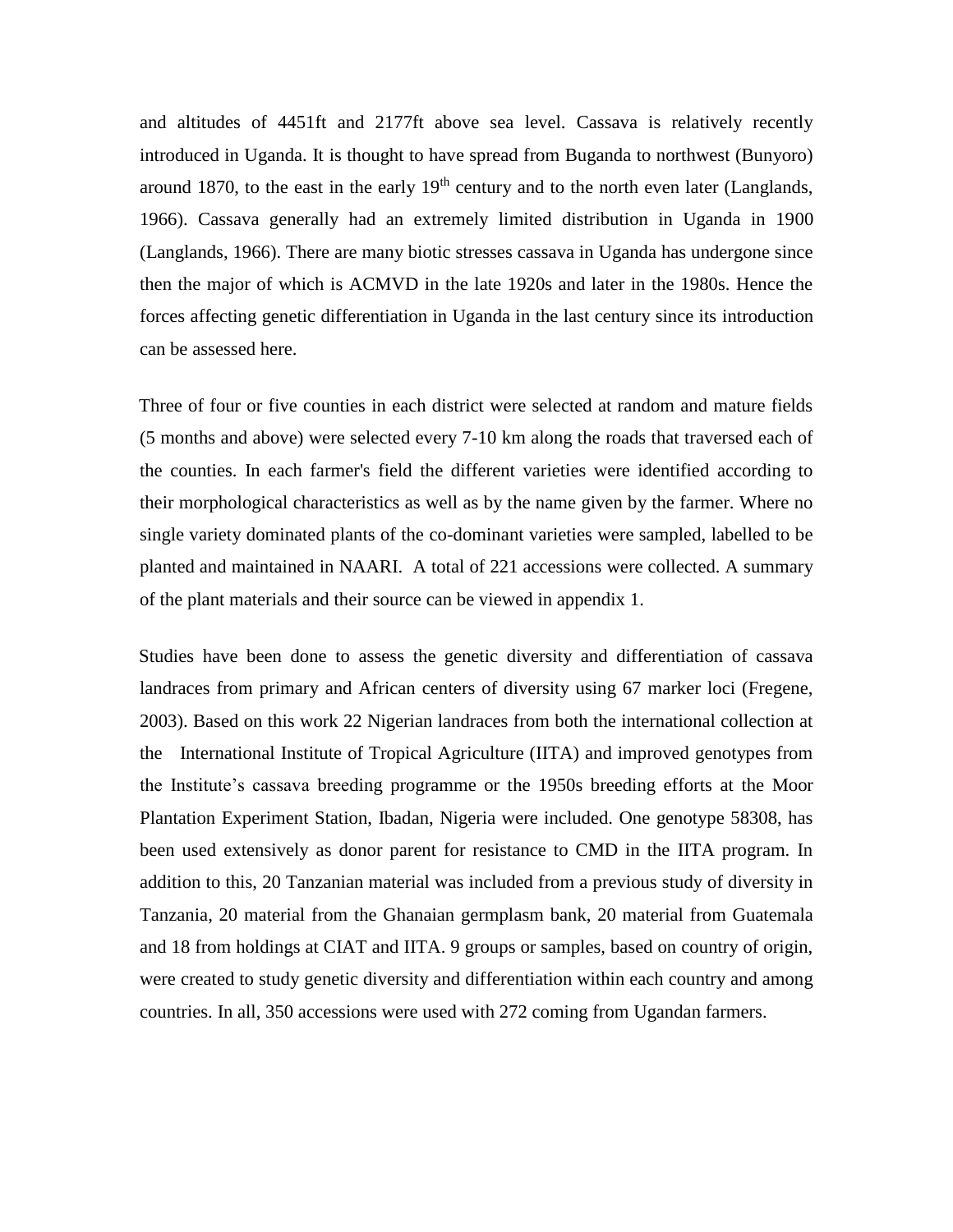and altitudes of 4451ft and 2177ft above sea level. Cassava is relatively recently introduced in Uganda. It is thought to have spread from Buganda to northwest (Bunyoro) around 1870, to the east in the early 19$^{th}$ century and to the north even later (Langlands, 1966). Cassava generally had an extremely limited distribution in Uganda in 1900 (Langlands, 1966). There are many biotic stresses cassava in Uganda has undergone since then the major of which is ACMVD in the late 1920s and later in the 1980s. Hence the forces affecting genetic differentiation in Uganda in the last century since its introduction can be assessed here.

Three of four or five counties in each district were selected at random and mature fields (5 months and above) were selected every 7-10 km along the roads that traversed each of the counties. In each farmer's field the different varieties were identified according to their morphological characteristics as well as by the name given by the farmer. Where no single variety dominated plants of the co-dominant varieties were sampled, labelled to be planted and maintained in NAARI. A total of 221 accessions were collected. A summary of the plant materials and their source can be viewed in appendix 1.

Studies have been done to assess the genetic diversity and differentiation of cassava landraces from primary and African centers of diversity using 67 marker loci (Fregene, 2003). Based on this work 22 Nigerian landraces from both the international collection at the International Institute of Tropical Agriculture (IITA) and improved genotypes from the Institute's cassava breeding programme or the 1950s breeding efforts at the Moor Plantation Experiment Station, Ibadan, Nigeria were included. One genotype 58308, has been used extensively as donor parent for resistance to CMD in the IITA program. In addition to this, 20 Tanzanian material was included from a previous study of diversity in Tanzania, 20 material from the Ghanaian germplasm bank, 20 material from Guatemala and 18 from holdings at CIAT and IITA. 9 groups or samples, based on country of origin, were created to study genetic diversity and differentiation within each country and among countries. In all, 350 accessions were used with 272 coming from Ugandan farmers.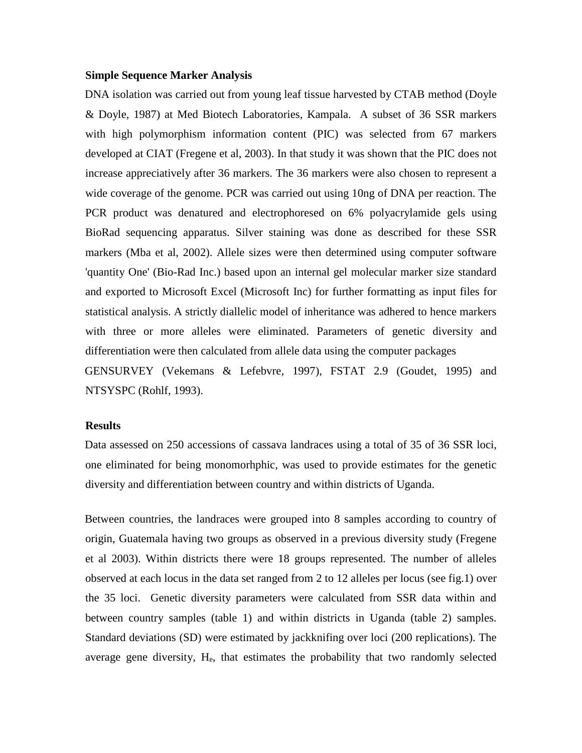**Simple Sequence Marker Analysis**

DNA isolation was carried out from young leaf tissue harvested by CTAB method (Doyle & Doyle, 1987) at Med Biotech Laboratories, Kampala. A subset of 36 SSR markers with high polymorphism information content (PIC) was selected from 67 markers developed at CIAT (Fregene et al, 2003). In that study it was shown that the PIC does not increase appreciatively after 36 markers. The 36 markers were also chosen to represent a wide coverage of the genome. PCR was carried out using 10ng of DNA per reaction. The PCR product was denatured and electrophoresed on 6% polyacrylamide gels using BioRad sequencing apparatus. Silver staining was done as described for these SSR markers (Mba et al, 2002). Allele sizes were then determined using computer software 'quantity One' (Bio-Rad Inc.) based upon an internal gel molecular marker size standard and exported to Microsoft Excel (Microsoft Inc) for further formatting as input files for statistical analysis. A strictly diallelic model of inheritance was adhered to hence markers with three or more alleles were eliminated. Parameters of genetic diversity and differentiation were then calculated from allele data using the computer packages GENSURVEY (Vekemans & Lefebvre, 1997), FSTAT 2.9 (Goudet, 1995) and NTSYSPC (Rohlf, 1993).

**Results**

Data assessed on 250 accessions of cassava landraces using a total of 35 of 36 SSR loci, one eliminated for being monomorhphic, was used to provide estimates for the genetic diversity and differentiation between country and within districts of Uganda.

Between countries, the landraces were grouped into 8 samples according to country of origin, Guatemala having two groups as observed in a previous diversity study (Fregene et al 2003). Within districts there were 18 groups represented. The number of alleles observed at each locus in the data set ranged from 2 to 12 alleles per locus (see fig.1) over the 35 loci. Genetic diversity parameters were calculated from SSR data within and between country samples (table 1) and within districts in Uganda (table 2) samples. Standard deviations (SD) were estimated by jackknifing over loci (200 replications). The average gene diversity, $H_e$, that estimates the probability that two randomly selected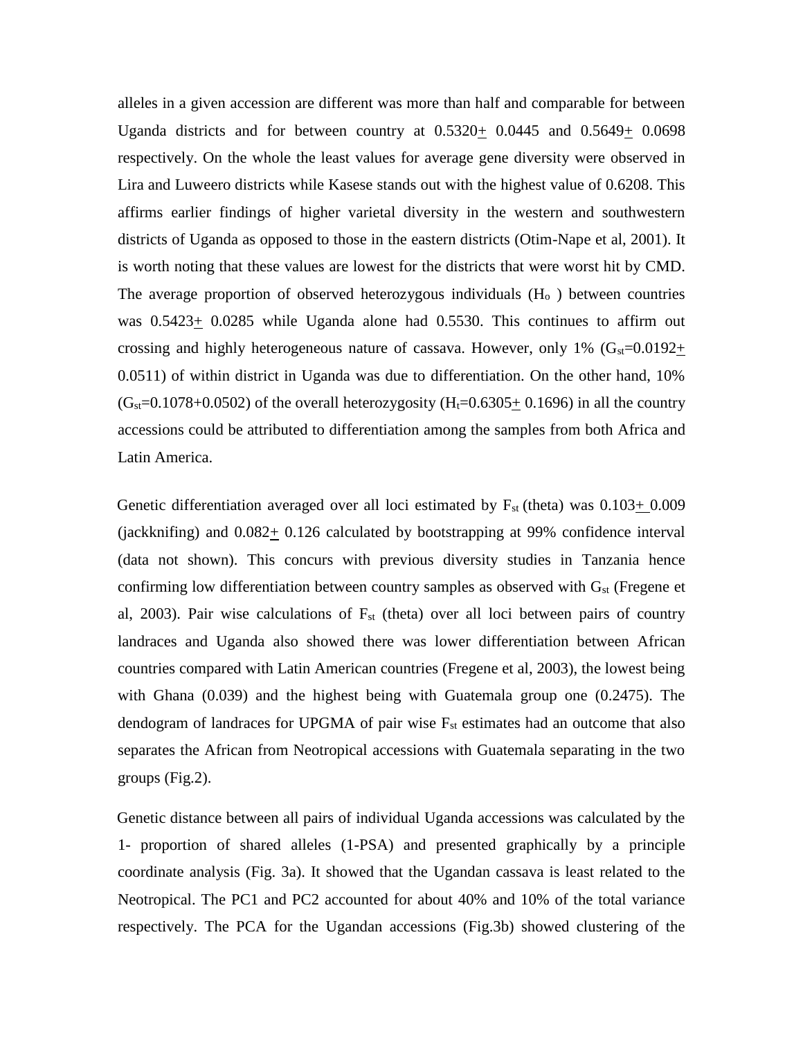alleles in a given accession are different was more than half and comparable for between Uganda districts and for between country at 0.5320$\pm$ 0.0445 and 0.5649$\pm$ 0.0698 respectively. On the whole the least values for average gene diversity were observed in Lira and Luweero districts while Kasese stands out with the highest value of 0.6208. This affirms earlier findings of higher varietal diversity in the western and southwestern districts of Uganda as opposed to those in the eastern districts (Otim-Nape et al, 2001). It is worth noting that these values are lowest for the districts that were worst hit by CMD. The average proportion of observed heterozygous individuals ($H_o$ ) between countries was 0.5423$\pm$ 0.0285 while Uganda alone had 0.5530. This continues to affirm out crossing and highly heterogeneous nature of cassava. However, only 1% ($G_{st}$=0.0192$\pm$ 0.0511) of within district in Uganda was due to differentiation. On the other hand, 10% ($G_{st}$=0.1078+0.0502) of the overall heterozygosity ($H_t$=0.6305$\pm$ 0.1696) in all the country accessions could be attributed to differentiation among the samples from both Africa and Latin America.

Genetic differentiation averaged over all loci estimated by $F_{st}$ (theta) was 0.103$\pm$ 0.009 (jackknifing) and 0.082$\pm$ 0.126 calculated by bootstrapping at 99% confidence interval (data not shown). This concurs with previous diversity studies in Tanzania hence confirming low differentiation between country samples as observed with $G_{st}$ (Fregene et al, 2003). Pair wise calculations of $F_{st}$ (theta) over all loci between pairs of country landraces and Uganda also showed there was lower differentiation between African countries compared with Latin American countries (Fregene et al, 2003), the lowest being with Ghana (0.039) and the highest being with Guatemala group one (0.2475). The dendogram of landraces for UPGMA of pair wise $F_{st}$ estimates had an outcome that also separates the African from Neotropical accessions with Guatemala separating in the two groups (Fig.2).

Genetic distance between all pairs of individual Uganda accessions was calculated by the 1- proportion of shared alleles (1-PSA) and presented graphically by a principle coordinate analysis (Fig. 3a). It showed that the Ugandan cassava is least related to the Neotropical. The PC1 and PC2 accounted for about 40% and 10% of the total variance respectively. The PCA for the Ugandan accessions (Fig.3b) showed clustering of the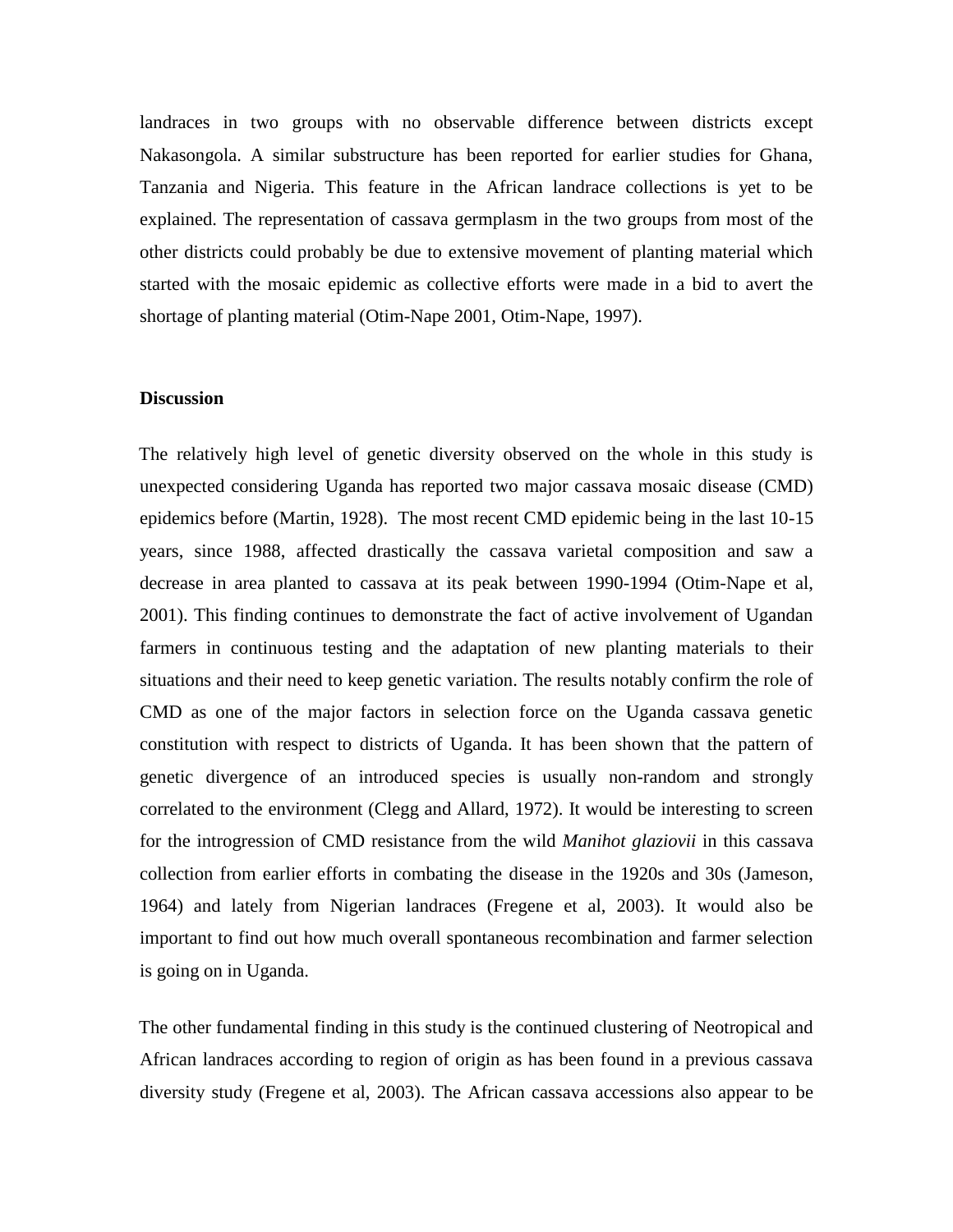landraces in two groups with no observable difference between districts except Nakasongola. A similar substructure has been reported for earlier studies for Ghana, Tanzania and Nigeria. This feature in the African landrace collections is yet to be explained. The representation of cassava germplasm in the two groups from most of the other districts could probably be due to extensive movement of planting material which started with the mosaic epidemic as collective efforts were made in a bid to avert the shortage of planting material (Otim-Nape 2001, Otim-Nape, 1997).

**Discussion**

The relatively high level of genetic diversity observed on the whole in this study is unexpected considering Uganda has reported two major cassava mosaic disease (CMD) epidemics before (Martin, 1928). The most recent CMD epidemic being in the last 10-15 years, since 1988, affected drastically the cassava varietal composition and saw a decrease in area planted to cassava at its peak between 1990-1994 (Otim-Nape et al, 2001). This finding continues to demonstrate the fact of active involvement of Ugandan farmers in continuous testing and the adaptation of new planting materials to their situations and their need to keep genetic variation. The results notably confirm the role of CMD as one of the major factors in selection force on the Uganda cassava genetic constitution with respect to districts of Uganda. It has been shown that the pattern of genetic divergence of an introduced species is usually non-random and strongly correlated to the environment (Clegg and Allard, 1972). It would be interesting to screen for the introgression of CMD resistance from the wild *Manihot glaziovii* in this cassava collection from earlier efforts in combating the disease in the 1920s and 30s (Jameson, 1964) and lately from Nigerian landraces (Fregene et al, 2003). It would also be important to find out how much overall spontaneous recombination and farmer selection is going on in Uganda.

The other fundamental finding in this study is the continued clustering of Neotropical and African landraces according to region of origin as has been found in a previous cassava diversity study (Fregene et al, 2003). The African cassava accessions also appear to be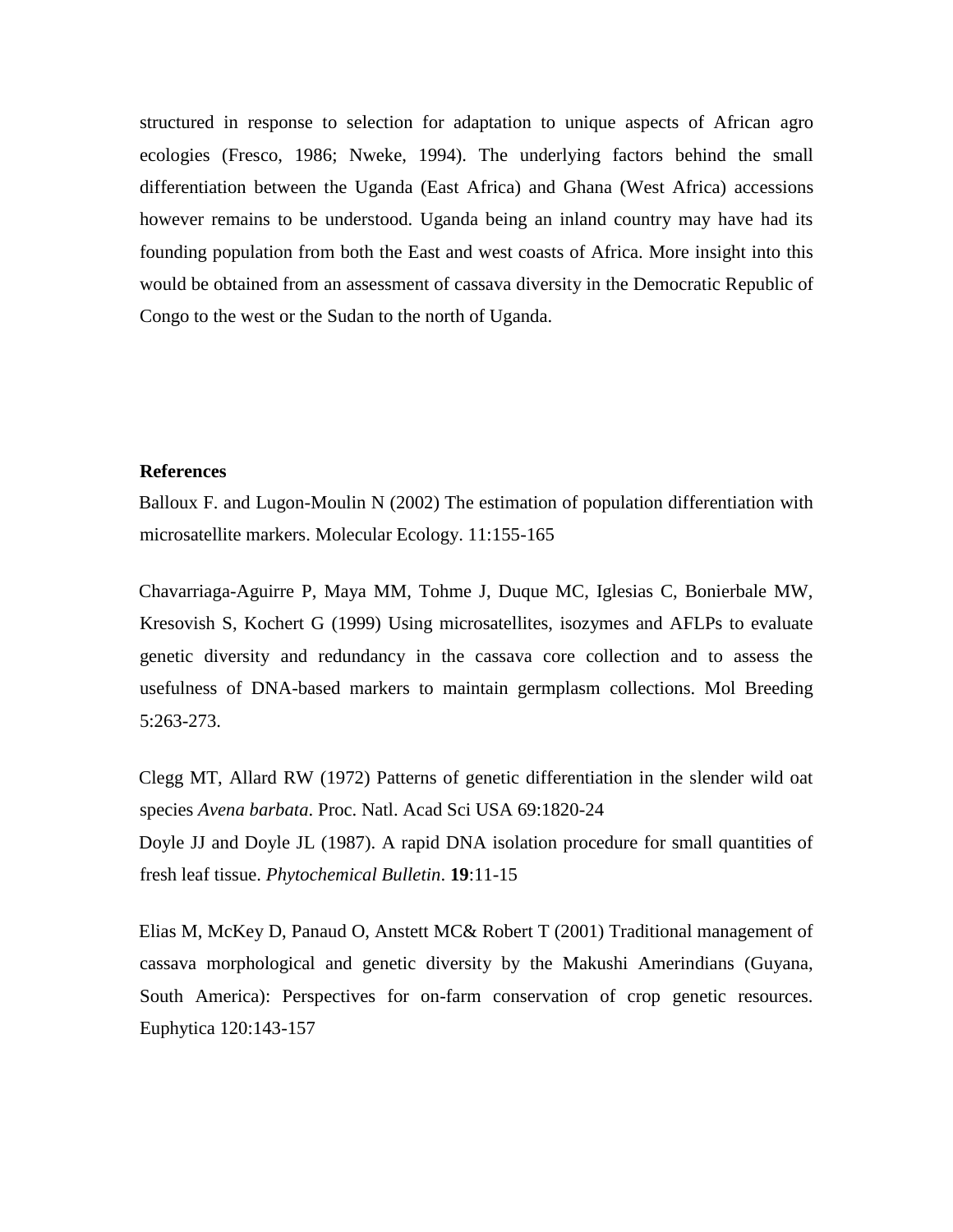structured in response to selection for adaptation to unique aspects of African agro ecologies (Fresco, 1986; Nweke, 1994). The underlying factors behind the small differentiation between the Uganda (East Africa) and Ghana (West Africa) accessions however remains to be understood. Uganda being an inland country may have had its founding population from both the East and west coasts of Africa. More insight into this would be obtained from an assessment of cassava diversity in the Democratic Republic of Congo to the west or the Sudan to the north of Uganda.

**References**

Balloux F. and Lugon-Moulin N (2002) The estimation of population differentiation with microsatellite markers. Molecular Ecology. 11:155-165

Chavarriaga-Aguirre P, Maya MM, Tohme J, Duque MC, Iglesias C, Bonierbale MW, Kresovish S, Kochert G (1999) Using microsatellites, isozymes and AFLPs to evaluate genetic diversity and redundancy in the cassava core collection and to assess the usefulness of DNA-based markers to maintain germplasm collections. Mol Breeding 5:263-273.

Clegg MT, Allard RW (1972) Patterns of genetic differentiation in the slender wild oat species *Avena barbata*. Proc. Natl. Acad Sci USA 69:1820-24

Doyle JJ and Doyle JL (1987). A rapid DNA isolation procedure for small quantities of fresh leaf tissue. *Phytochemical Bulletin*. **19**:11-15

Elias M, McKey D, Panaud O, Anstett MC& Robert T (2001) Traditional management of cassava morphological and genetic diversity by the Makushi Amerindians (Guyana, South America): Perspectives for on-farm conservation of crop genetic resources. Euphytica 120:143-157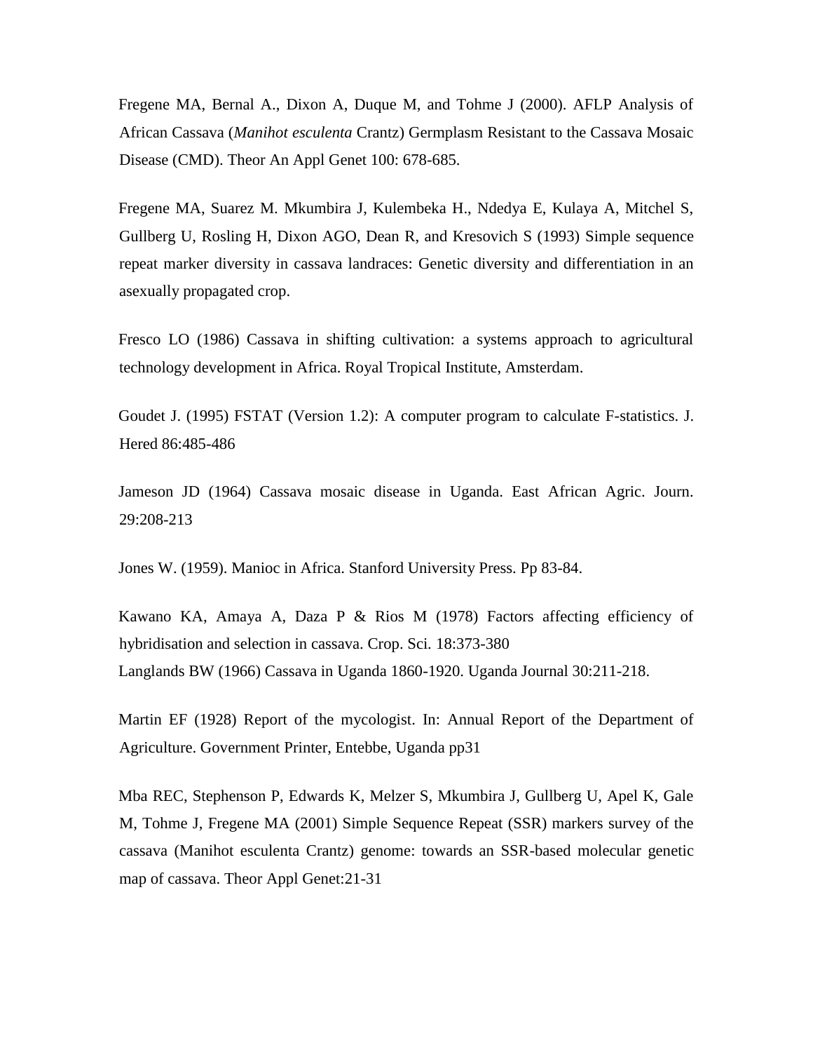Fregene MA, Bernal A., Dixon A, Duque M, and Tohme J (2000). AFLP Analysis of African Cassava (*Manihot esculenta* Crantz) Germplasm Resistant to the Cassava Mosaic Disease (CMD). Theor An Appl Genet 100: 678-685.

Fregene MA, Suarez M. Mkumbira J, Kulembeka H., Ndedya E, Kulaya A, Mitchel S, Gullberg U, Rosling H, Dixon AGO, Dean R, and Kresovich S (1993) Simple sequence repeat marker diversity in cassava landraces: Genetic diversity and differentiation in an asexually propagated crop.

Fresco LO (1986) Cassava in shifting cultivation: a systems approach to agricultural technology development in Africa. Royal Tropical Institute, Amsterdam.

Goudet J. (1995) FSTAT (Version 1.2): A computer program to calculate F-statistics. J. Hered 86:485-486

Jameson JD (1964) Cassava mosaic disease in Uganda. East African Agric. Journ. 29:208-213

Jones W. (1959). Manioc in Africa. Stanford University Press. Pp 83-84.

Kawano KA, Amaya A, Daza P & Rios M (1978) Factors affecting efficiency of hybridisation and selection in cassava. Crop. Sci. 18:373-380

Langlands BW (1966) Cassava in Uganda 1860-1920. Uganda Journal 30:211-218.

Martin EF (1928) Report of the mycologist. In: Annual Report of the Department of Agriculture. Government Printer, Entebbe, Uganda pp31

Mba REC, Stephenson P, Edwards K, Melzer S, Mkumbira J, Gullberg U, Apel K, Gale M, Tohme J, Fregene MA (2001) Simple Sequence Repeat (SSR) markers survey of the cassava (Manihot esculenta Crantz) genome: towards an SSR-based molecular genetic map of cassava. Theor Appl Genet:21-31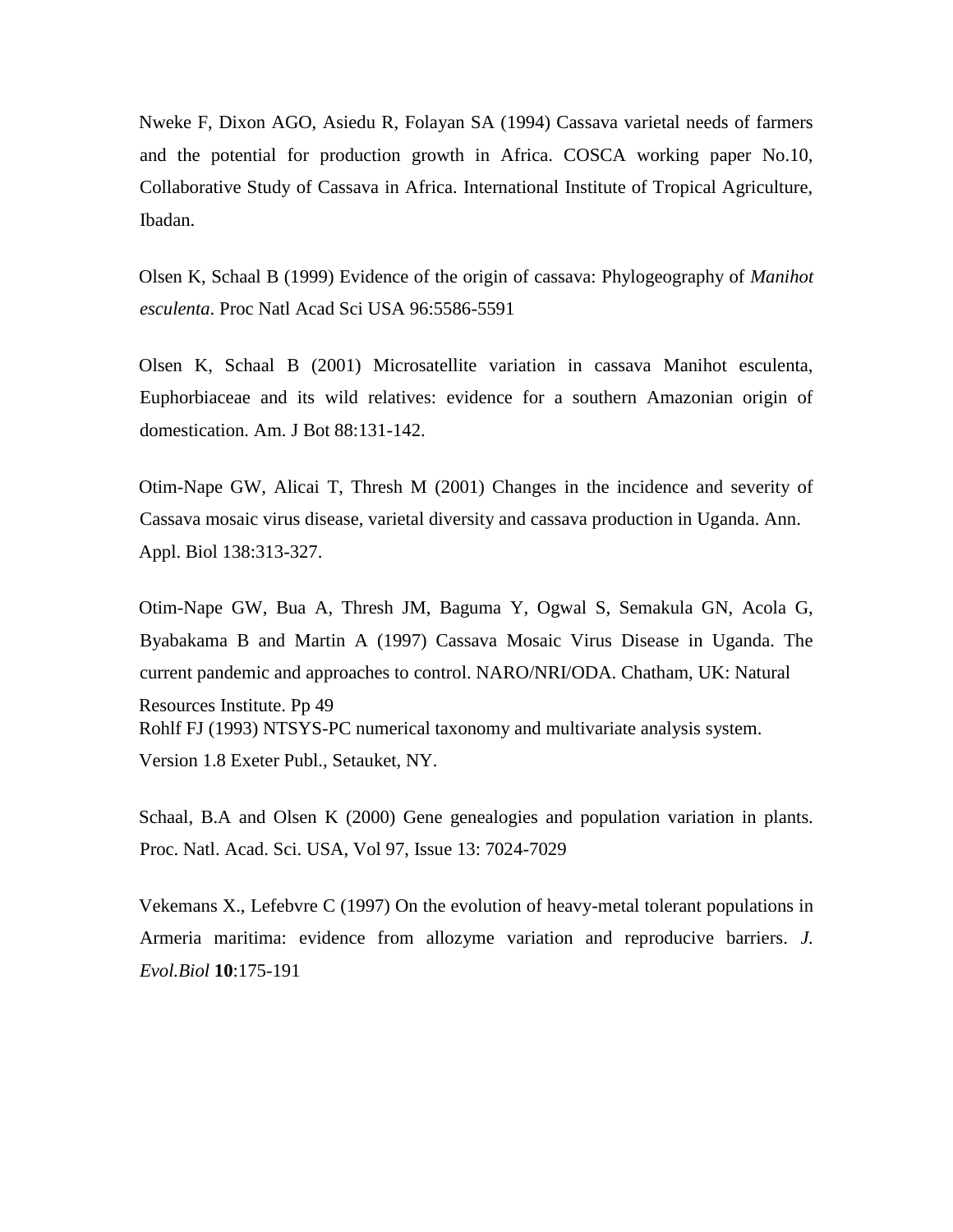Nweke F, Dixon AGO, Asiedu R, Folayan SA (1994) Cassava varietal needs of farmers and the potential for production growth in Africa. COSCA working paper No.10, Collaborative Study of Cassava in Africa. International Institute of Tropical Agriculture, Ibadan.

Olsen K, Schaal B (1999) Evidence of the origin of cassava: Phylogeography of *Manihot esculenta*. Proc Natl Acad Sci USA 96:5586-5591

Olsen K, Schaal B (2001) Microsatellite variation in cassava Manihot esculenta, Euphorbiaceae and its wild relatives: evidence for a southern Amazonian origin of domestication. Am. J Bot 88:131-142.

Otim-Nape GW, Alicai T, Thresh M (2001) Changes in the incidence and severity of Cassava mosaic virus disease, varietal diversity and cassava production in Uganda. Ann. Appl. Biol 138:313-327.

Otim-Nape GW, Bua A, Thresh JM, Baguma Y, Ogwal S, Semakula GN, Acola G, Byabakama B and Martin A (1997) Cassava Mosaic Virus Disease in Uganda. The current pandemic and approaches to control. NARO/NRI/ODA. Chatham, UK: Natural Resources Institute. Pp 49

Rohlf FJ (1993) NTSYS-PC numerical taxonomy and multivariate analysis system. Version 1.8 Exeter Publ., Setauket, NY.

Schaal, B.A and Olsen K (2000) Gene genealogies and population variation in plants. Proc. Natl. Acad. Sci. USA, Vol 97, Issue 13: 7024-7029

Vekemans X., Lefebvre C (1997) On the evolution of heavy-metal tolerant populations in Armeria maritima: evidence from allozyme variation and reproducive barriers. *J. Evol.Biol* **10**:175-191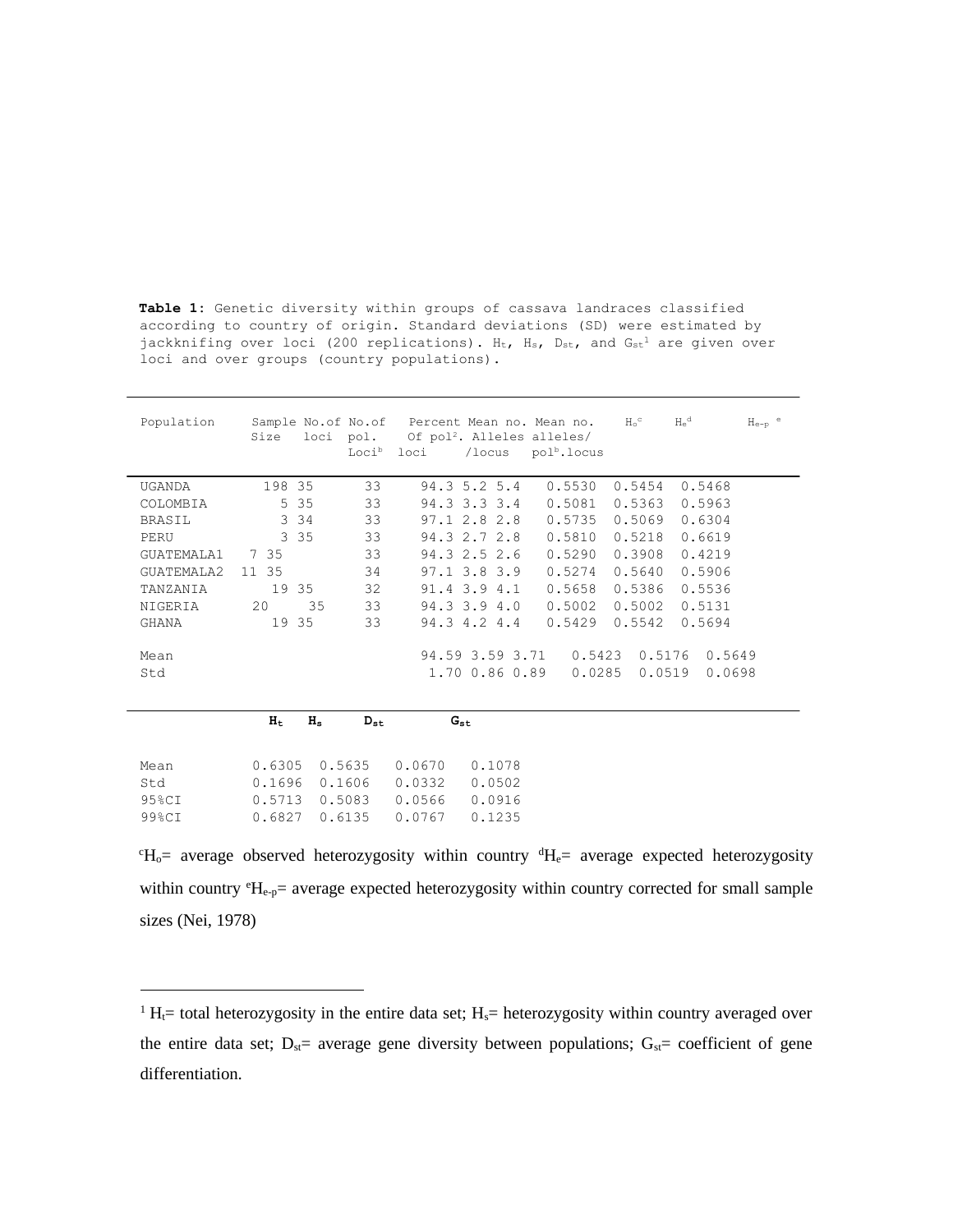**Table 1:** Genetic diversity within groups of cassava landraces classified according to country of origin. Standard deviations (SD) were estimated by jackknifing over loci (200 replications). $H_t$, $H_s$, $D_{st}$, and $G_{st}$[1] are given over loci and over groups (country populations).

| Population | Sample Size | No.of loci | No.of pol. Loci[b] | Percent Of pol[2]. loci | Mean no. Alleles /locus | Mean no. alleles/ pol[b].locus | $H_o$[c] | $H_e$[d] | $H_{e-p}$[e] |
|---|---|---|---|---|---|---|---|---|---|
| UGANDA | 198 | 35 | 33 | 94.3 | 5.2 | 5.4 | 0.5530 | 0.5454 | 0.5468 |
| COLOMBIA | 5 | 35 | 33 | 94.3 | 3.3 | 3.4 | 0.5081 | 0.5363 | 0.5963 |
| BRASIL | 3 | 34 | 33 | 97.1 | 2.8 | 2.8 | 0.5735 | 0.5069 | 0.6304 |
| PERU | 3 | 35 | 33 | 94.3 | 2.7 | 2.8 | 0.5810 | 0.5218 | 0.6619 |
| GUATEMALA1 | 7 | 35 | 33 | 94.3 | 2.5 | 2.6 | 0.5290 | 0.3908 | 0.4219 |
| GUATEMALA2 | 11 | 35 | 34 | 97.1 | 3.8 | 3.9 | 0.5274 | 0.5640 | 0.5906 |
| TANZANIA | 19 | 35 | 32 | 91.4 | 3.9 | 4.1 | 0.5658 | 0.5386 | 0.5536 |
| NIGERIA | 20 | 35 | 33 | 94.3 | 3.9 | 4.0 | 0.5002 | 0.5002 | 0.5131 |
| GHANA | 19 | 35 | 33 | 94.3 | 4.2 | 4.4 | 0.5429 | 0.5542 | 0.5694 |
| Mean | | | | 94.59 | 3.59 | 3.71 | 0.5423 | 0.5176 | 0.5649 |
| Std | | | | 1.70 | 0.86 | 0.89 | 0.0285 | 0.0519 | 0.0698 |

| | $H_t$ | $H_s$ | $D_{st}$ | $G_{st}$ |
|---|---|---|---|---|
| Mean | 0.6305 | 0.5635 | 0.0670 | 0.1078 |
| Std | 0.1696 | 0.1606 | 0.0332 | 0.0502 |
| 95%CI | 0.5713 | 0.5083 | 0.0566 | 0.0916 |
| 99%CI | 0.6827 | 0.6135 | 0.0767 | 0.1235 |

[c]$H_o$= average observed heterozygosity within country [d]$H_e$= average expected heterozygosity within country [e]$H_{e-p}$= average expected heterozygosity within country corrected for small sample sizes (Nei, 1978)

---

[1] $H_t$= total heterozygosity in the entire data set; $H_s$= heterozygosity within country averaged over the entire data set; $D_{st}$= average gene diversity between populations; $G_{st}$= coefficient of gene differentiation.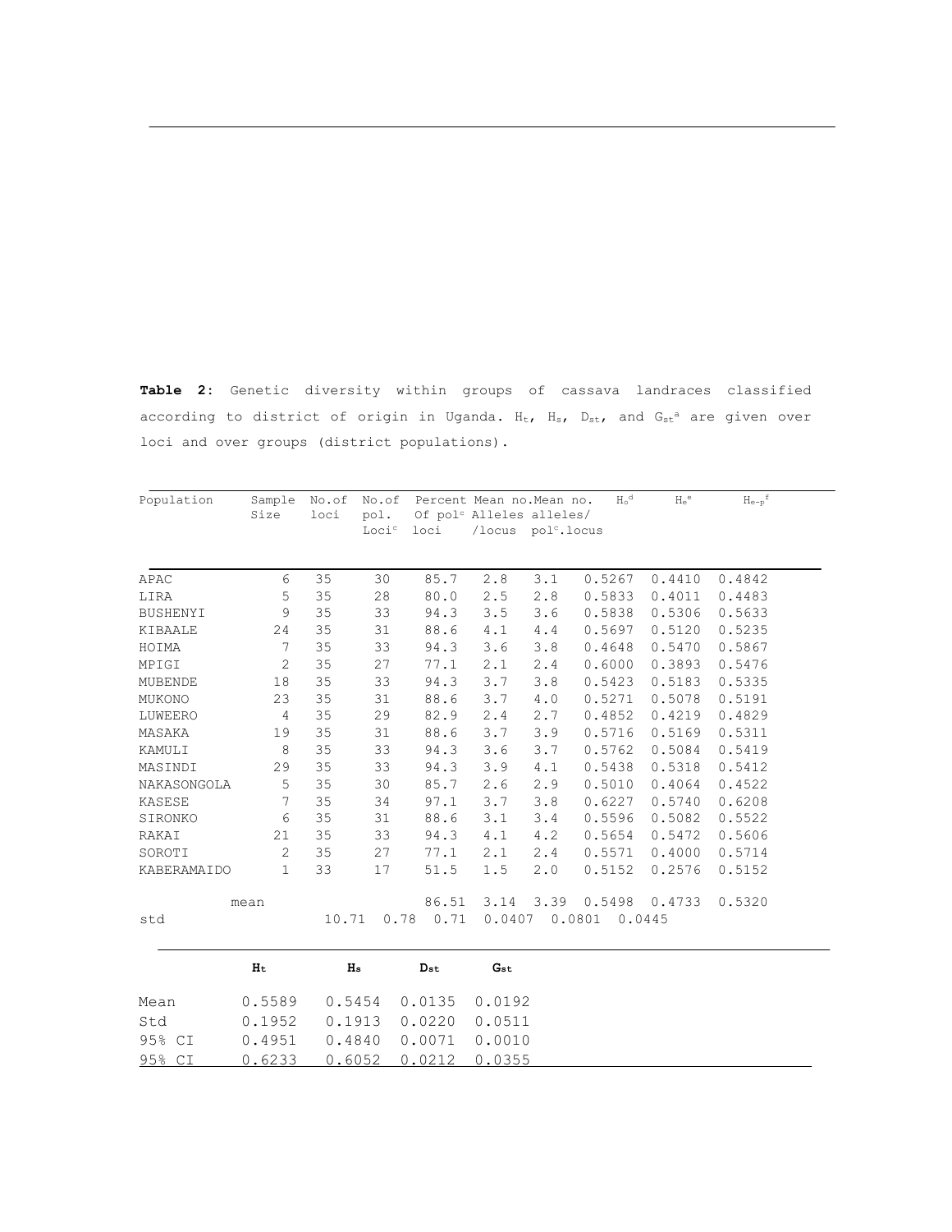**Table 2:** Genetic diversity within groups of cassava landraces classified according to district of origin in Uganda. $H_t$, $H_s$, $D_{st}$, and $G_{st}$[a] are given over loci and over groups (district populations).

| Population | Sample Size | No.of loci | No.of pol. Loci[c] | Percent Of pol[c] loci | Mean no. Alleles /locus | Mean no. alleles/ pol[c].locus | $H_o$[d] | $H_e$[e] | $H_{e-p}$[f] |
|---|---|---|---|---|---|---|---|---|---|
| APAC | 6 | 35 | 30 | 85.7 | 2.8 | 3.1 | 0.5267 | 0.4410 | 0.4842 |
| LIRA | 5 | 35 | 28 | 80.0 | 2.5 | 2.8 | 0.5833 | 0.4011 | 0.4483 |
| BUSHENYI | 9 | 35 | 33 | 94.3 | 3.5 | 3.6 | 0.5838 | 0.5306 | 0.5633 |
| KIBAALE | 24 | 35 | 31 | 88.6 | 4.1 | 4.4 | 0.5697 | 0.5120 | 0.5235 |
| HOIMA | 7 | 35 | 33 | 94.3 | 3.6 | 3.8 | 0.4648 | 0.5470 | 0.5867 |
| MPIGI | 2 | 35 | 27 | 77.1 | 2.1 | 2.4 | 0.6000 | 0.3893 | 0.5476 |
| MUBENDE | 18 | 35 | 33 | 94.3 | 3.7 | 3.8 | 0.5423 | 0.5183 | 0.5335 |
| MUKONO | 23 | 35 | 31 | 88.6 | 3.7 | 4.0 | 0.5271 | 0.5078 | 0.5191 |
| LUWEERO | 4 | 35 | 29 | 82.9 | 2.4 | 2.7 | 0.4852 | 0.4219 | 0.4829 |
| MASAKA | 19 | 35 | 31 | 88.6 | 3.7 | 3.9 | 0.5716 | 0.5169 | 0.5311 |
| KAMULI | 8 | 35 | 33 | 94.3 | 3.6 | 3.7 | 0.5762 | 0.5084 | 0.5419 |
| MASINDI | 29 | 35 | 33 | 94.3 | 3.9 | 4.1 | 0.5438 | 0.5318 | 0.5412 |
| NAKASONGOLA | 5 | 35 | 30 | 85.7 | 2.6 | 2.9 | 0.5010 | 0.4064 | 0.4522 |
| KASESE | 7 | 35 | 34 | 97.1 | 3.7 | 3.8 | 0.6227 | 0.5740 | 0.6208 |
| SIRONKO | 6 | 35 | 31 | 88.6 | 3.1 | 3.4 | 0.5596 | 0.5082 | 0.5522 |
| RAKAI | 21 | 35 | 33 | 94.3 | 4.1 | 4.2 | 0.5654 | 0.5472 | 0.5606 |
| SOROTI | 2 | 35 | 27 | 77.1 | 2.1 | 2.4 | 0.5571 | 0.4000 | 0.5714 |
| KABERAMAIDO | 1 | 33 | 17 | 51.5 | 1.5 | 2.0 | 0.5152 | 0.2576 | 0.5152 |
| mean | | | | 86.51 | 3.14 | 3.39 | 0.5498 | 0.4733 | 0.5320 |
| std | | | | 10.71 | 0.78 | 0.71 | 0.0407 | 0.0801 | 0.0445 |

| | $H_t$ | $H_s$ | $D_{st}$ | $G_{st}$ |
|---|---|---|---|---|
| Mean | 0.5589 | 0.5454 | 0.0135 | 0.0192 |
| Std | 0.1952 | 0.1913 | 0.0220 | 0.0511 |
| 95% CI | 0.4951 | 0.4840 | 0.0071 | 0.0010 |
| 95% CI | 0.6233 | 0.6052 | 0.0212 | 0.0355 |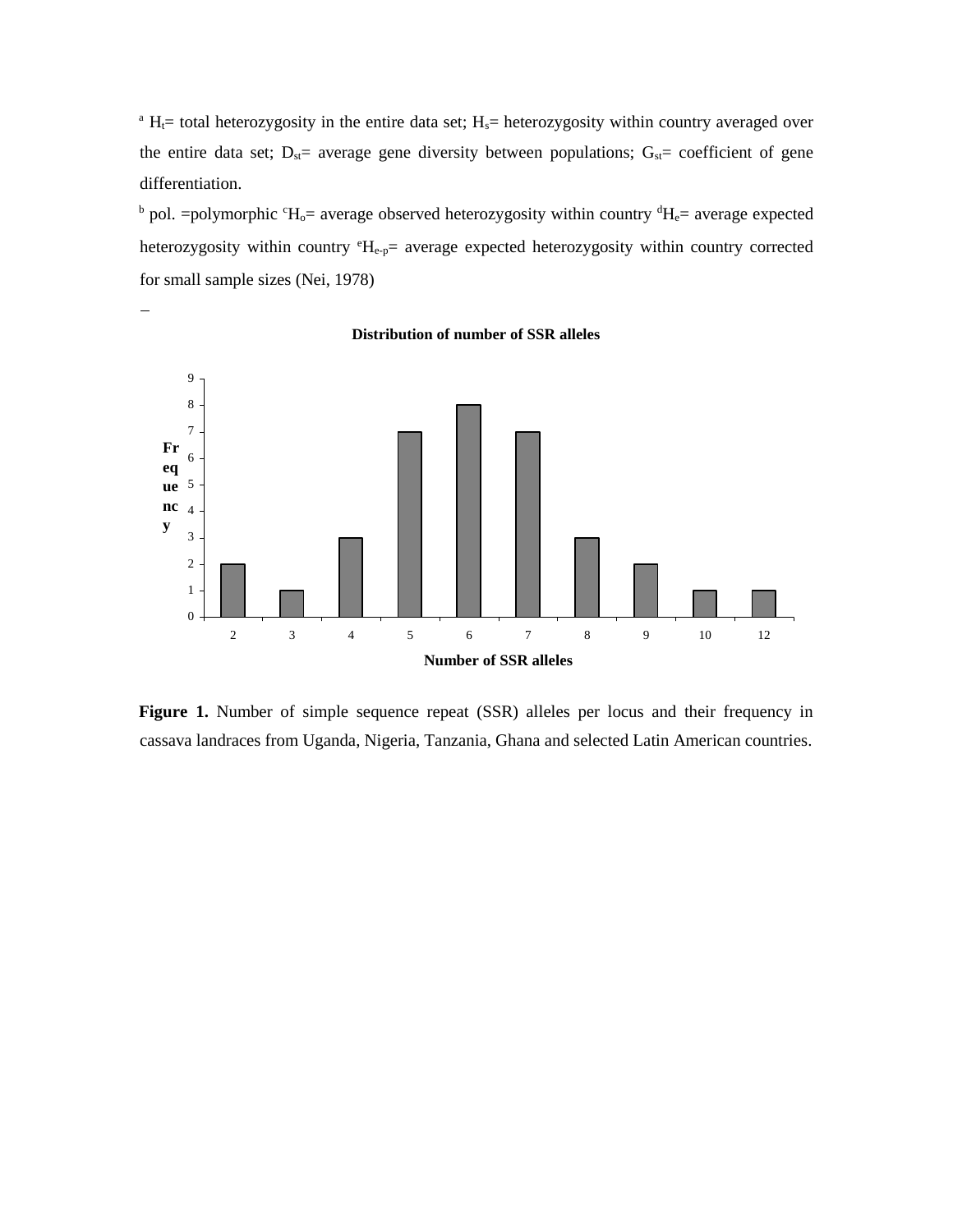[a] $H_t$= total heterozygosity in the entire data set; $H_s$= heterozygosity within country averaged over the entire data set; $D_{st}$= average gene diversity between populations; $G_{st}$= coefficient of gene differentiation.

[b] pol. =polymorphic [c]$H_o$= average observed heterozygosity within country [d]$H_e$= average expected heterozygosity within country [e]$H_{e\text{-}p}$= average expected heterozygosity within country corrected for small sample sizes (Nei, 1978)

**Distribution of number of SSR alleles**

| Number of SSR alleles | 2 | 3 | 4 | 5 | 6 | 7 | 8 | 9 | 10 | 12 |
|---|---|---|---|---|---|---|---|---|---|---|
| Frequency | 2 | 1 | 3 | 7 | 8 | 7 | 3 | 2 | 1 | 1 |

**Figure 1.** Number of simple sequence repeat (SSR) alleles per locus and their frequency in cassava landraces from Uganda, Nigeria, Tanzania, Ghana and selected Latin American countries.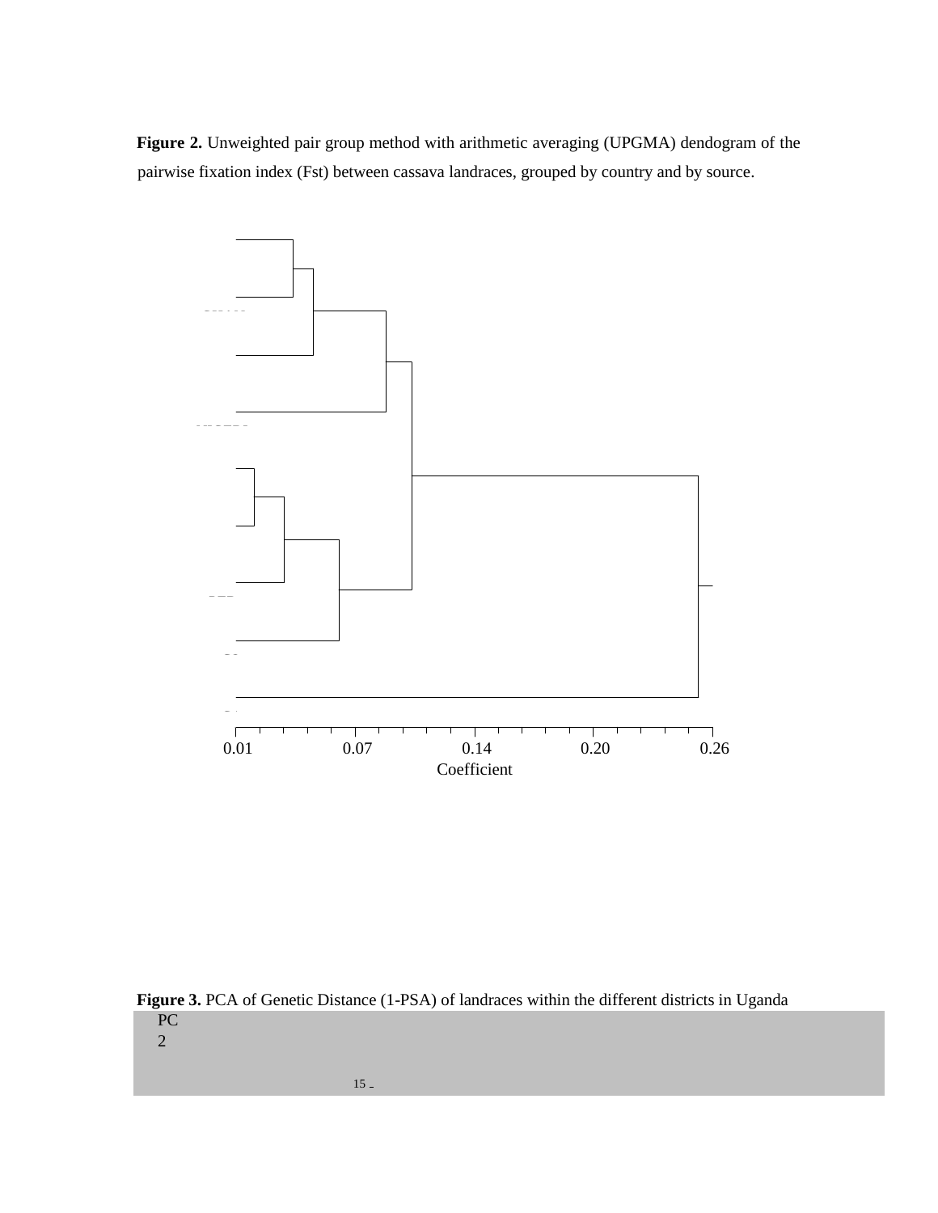**Figure 2.** Unweighted pair group method with arithmetic averaging (UPGMA) dendogram of the pairwise fixation index (Fst) between cassava landraces, grouped by country and by source.

0.01 0.07 0.14 0.20 0.26

Coefficient

**Figure 3.** PCA of Genetic Distance (1-PSA) of landraces within the different districts in Uganda

PC
2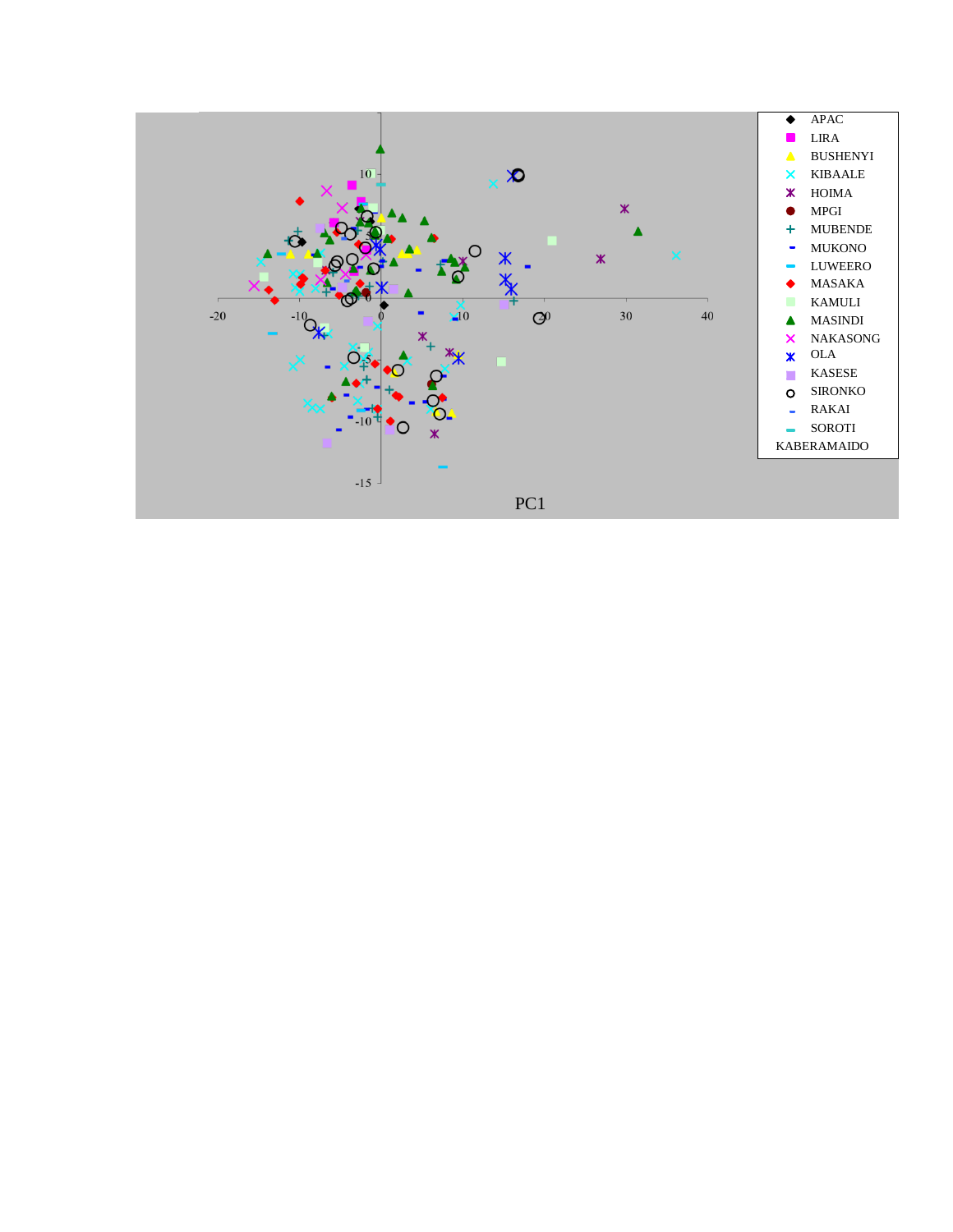PC1

APAC
LIRA
BUSHENYI
KIBAALE
HOIMA
MPGI
MUBENDE
MUKONO
LUWEERO
MASAKA
KAMULI
MASINDI
NAKASONG
OLA
KASESE
SIRONKO
RAKAI
SOROTI
KABERAMAIDO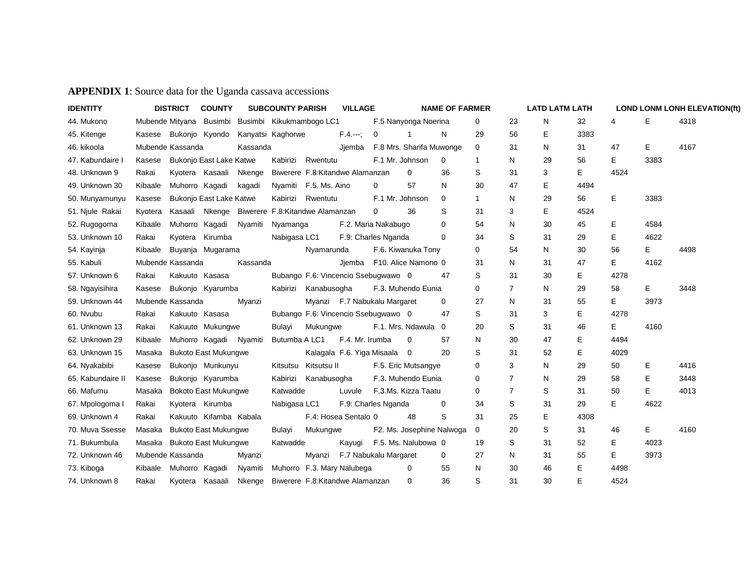**APPENDIX 1**: Source data for the Uganda cassava accessions

| IDENTITY | DISTRICT | COUNTY | SUBCOUNTY | PARISH | VILLAGE | NAME OF FARMER | LATD | LATM | LATH | LOND | LONM | LONH | ELEVATION(ft) |
|---|---|---|---|---|---|---|---|---|---|---|---|---|---|
| 44. Mukono | Mubende | Mityana | Busimbi | Busimbi | Kikukmambogo LC1 | F.5 Nanyonga Noerina | 0 | 23 | N | 32 | 4 | E | 4318 |
| 45. Kitenge | Kasese | Bukonjo | Kyondo | Kanyatsi | Kaghorwe | F.4.---; | 0 | 1 | N | 29 | 56 | E | 3383 |
| 46. kikoola | Mubende | Kassanda | | Kassanda | Jjemba | F.8 Mrs. Sharifa Muwonge | 0 | 31 | N | 31 | 47 | E | 4167 |
| 47. Kabundaire I | Kasese | Bukonjo East | Lake Katwe | Kabirizi | Rwentutu | F.1 Mr. Johnson | 0 | 1 | N | 29 | 56 | E | 3383 |
| 48. Unknown 9 | Rakai | Kyotera | Kasaali | Nkenge | Biwerere | F.8:Kitandwe Alamanzan | 0 | 36 | S | 31 | 3 | E | 4524 |
| 49. Unknown 30 | Kibaale | Muhorro | Kagadi | kagadi | Nyamiti | F.5. Ms. Aino | 0 | 57 | N | 30 | 47 | E | 4494 |
| 50. Munyamunyu | Kasese | Bukonjo East | Lake Katwe | Kabirizi | Rwentutu | F.1 Mr. Johnson | 0 | 1 | N | 29 | 56 | E | 3383 |
| 51. Njule | Rakai | Kyotera | Kasaali | Nkenge | Biwerere | F.8:Kitandwe Alamanzan | 0 | 36 | S | 31 | 3 | E | 4524 |
| 52. Rugogoma | Kibaale | Muhorro | Kagadi | Nyamiti | Nyamanga | F.2. Maria Nakabugo | 0 | 54 | N | 30 | 45 | E | 4584 |
| 53. Unknown 10 | Rakai | Kyotera | Kirumba | | Nabigasa LC1 | F.9: Charles Nganda | 0 | 34 | S | 31 | 29 | E | 4622 |
| 54. Kayinja | Kibaale | Buyanja | Mugarama | | Nyamarunda | F.6. Kiwanuka Tony | 0 | 54 | N | 30 | 56 | E | 4498 |
| 55. Kabuli | Mubende | Kassanda | | Kassanda | Jjemba | F10. Alice Namono | 0 | 31 | N | 31 | 47 | E | 4162 |
| 57. Unknown 6 | Rakai | Kakuuto | Kasasa | | Bubango | F.6: Vincencio Ssebugwawo | 0 | 47 | S | 31 | 30 | E | 4278 |
| 58. Ngayisihira | Kasese | Bukonjo | Kyarumba | Kabirizi | Kanabusogha | F.3. Muhendo Eunia | 0 | 7 | N | 29 | 58 | E | 3448 |
| 59. Unknown 44 | Mubende | Kassanda | | Myanzi | Myanzi | F.7 Nabukalu Margaret | 0 | 27 | N | 31 | 55 | E | 3973 |
| 60. Nvubu | Rakai | Kakuuto | Kasasa | | Bubango | F.6: Vincencio Ssebugwawo | 0 | 47 | S | 31 | 3 | E | 4278 |
| 61. Unknown 13 | Rakai | Kakuuto | Mukungwe | Bulayi | Mukungwe | F.1. Mrs. Ndawula | 0 | 20 | S | 31 | 46 | E | 4160 |
| 62. Unknown 29 | Kibaale | Muhorro | Kagadi | Nyamiti | Butumba A LC1 | F.4. Mr. Irumba | 0 | 57 | N | 30 | 47 | E | 4494 |
| 63. Unknown 15 | Masaka | Bukoto East | Mukungwe | | Kalagala | F.6. Yiga Misaala | 0 | 20 | S | 31 | 52 | E | 4029 |
| 64. Nyakabibi | Kasese | Bukonjo | Munkunyu | Kitsutsu | Kitsutsu II | F.5. Eric Mutsangye | 0 | 3 | N | 29 | 50 | E | 4416 |
| 65. Kabundaire II | Kasese | Bukonjo | Kyarumba | Kabirizi | Kanabusogha | F.3. Muhendo Eunia | 0 | 7 | N | 29 | 58 | E | 3448 |
| 66. Mafumu | Masaka | Bokoto East | Mukungwe | Katwadde | Luvule | F.3.Ms. Kizza Taatu | 0 | 7 | S | 31 | 50 | E | 4013 |
| 67. Mpologoma I | Rakai | Kyotera | Kirumba | | Nabigasa LC1 | F.9: Charles Nganda | 0 | 34 | S | 31 | 29 | E | 4622 |
| 69. Unknown 4 | Rakai | Kakuuto | Kifamba | Kabala | | F.4: Hosea Sentalo | 0 | 48 | S | 31 | 25 | E | 4308 |
| 70. Muva Ssesse | Masaka | Bukoto East | Mukungwe | Bulayi | Mukungwe | F2. Ms. Josephine Nalwoga | 0 | 20 | S | 31 | 46 | E | 4160 |
| 71. Bukumbula | Masaka | Bukoto East | Mukungwe | Katwadde | Kayugi | F.5. Ms. Nalubowa | 0 | 19 | S | 31 | 52 | E | 4023 |
| 72. Unknown 46 | Mubende | Kassanda | | Myanzi | Myanzi | F.7 Nabukalu Margaret | 0 | 27 | N | 31 | 55 | E | 3973 |
| 73. Kiboga | Kibaale | Muhorro | Kagadi | Nyamiti | Muhorro | F.3. Mary Nalubega | 0 | 55 | N | 30 | 46 | E | 4498 |
| 74. Unknown 8 | Rakai | Kyotera | Kasaali | Nkenge | Biwerere | F.8:Kitandwe Alamanzan | 0 | 36 | S | 31 | 30 | E | 4524 |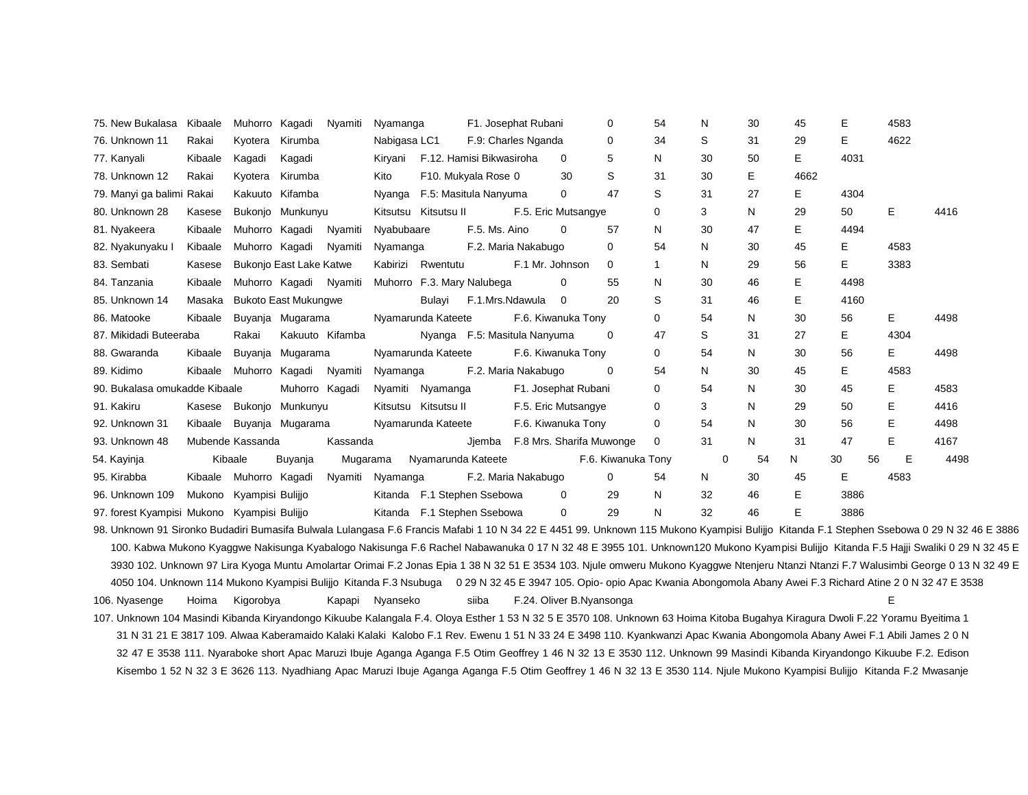75. New Bukalasa Kibaale Muhorro Kagadi Nyamiti Nyamanga F1. Josephat Rubani 0 54 N 30 45 E 4583

76. Unknown 11 Rakai Kyotera Kirumba Nabigasa LC1 F.9: Charles Nganda 0 34 S 31 29 E 4622

77. Kanyali Kibaale Kagadi Kagadi Kiryani F.12. Hamisi Bikwasiroha 0 5 N 30 50 E 4031

78. Unknown 12 Rakai Kyotera Kirumba Kito F10. Mukyala Rose 0 30 S 31 30 E 4662

79. Manyi ga balimi Rakai Kakuuto Kifamba Nyanga F.5: Masitula Nanyuma 0 47 S 31 27 E 4304

80. Unknown 28 Kasese Bukonjo Munkunyu Kitsutsu Kitsutsu II F.5. Eric Mutsangye 0 3 N 29 50 E 4416

81. Nyakeera Kibaale Muhorro Kagadi Nyamiti Nyabubaare F.5. Ms. Aino 0 57 N 30 47 E 4494

82. Nyakunyaku I Kibaale Muhorro Kagadi Nyamiti Nyamanga F.2. Maria Nakabugo 0 54 N 30 45 E 4583

83. Sembati Kasese Bukonjo East Lake Katwe Kabirizi Rwentutu F.1 Mr. Johnson 0 1 N 29 56 E 3383

84. Tanzania Kibaale Muhorro Kagadi Nyamiti Muhorro F.3. Mary Nalubega 0 55 N 30 46 E 4498

85. Unknown 14 Masaka Bukoto East Mukungwe Bulayi F.1.Mrs.Ndawula 0 20 S 31 46 E 4160

86. Matooke Kibaale Buyanja Mugarama Nyamarunda Kateete F.6. Kiwanuka Tony 0 54 N 30 56 E 4498

87. Mikidadi Buteeraba Rakai Kakuuto Kifamba Nyanga F.5: Masitula Nanyuma 0 47 S 31 27 E 4304

88. Gwaranda Kibaale Buyanja Mugarama Nyamarunda Kateete F.6. Kiwanuka Tony 0 54 N 30 56 E 4498

89. Kidimo Kibaale Muhorro Kagadi Nyamiti Nyamanga F.2. Maria Nakabugo 0 54 N 30 45 E 4583

90. Bukalasa omukadde Kibaale Muhorro Kagadi Nyamiti Nyamanga F1. Josephat Rubani 0 54 N 30 45 E 4583

91. Kakiru Kasese Bukonjo Munkunyu Kitsutsu Kitsutsu II F.5. Eric Mutsangye 0 3 N 29 50 E 4416

92. Unknown 31 Kibaale Buyanja Mugarama Nyamarunda Kateete F.6. Kiwanuka Tony 0 54 N 30 56 E 4498

93. Unknown 48 Mubende Kassanda Kassanda Jjemba F.8 Mrs. Sharifa Muwonge 0 31 N 31 47 E 4167

54. Kayinja Kibaale Buyanja Mugarama Nyamarunda Kateete F.6. Kiwanuka Tony 0 54 N 30 56 E 4498

95. Kirabba Kibaale Muhorro Kagadi Nyamiti Nyamanga F.2. Maria Nakabugo 0 54 N 30 45 E 4583

96. Unknown 109 Mukono Kyampisi Bulijjo Kitanda F.1 Stephen Ssebowa 0 29 N 32 46 E 3886

97. forest Kyampisi Mukono Kyampisi Bulijjo Kitanda F.1 Stephen Ssebowa 0 29 N 32 46 E 3886

98. Unknown 91 Sironko Budadiri Bumasifa Bulwala Lulangasa F.6 Francis Mafabi 1 10 N 34 22 E 4451 99. Unknown 115 Mukono Kyampisi Bulijjo Kitanda F.1 Stephen Ssebowa 0 29 N 32 46 E 3886 100. Kabwa Mukono Kyaggwe Nakisunga Kyabalogo Nakisunga F.6 Rachel Nabawanuka 0 17 N 32 48 E 3955 101. Unknown120 Mukono Kyampisi Bulijjo Kitanda F.5 Hajji Swaliki 0 29 N 32 45 E 3930 102. Unknown 97 Lira Kyoga Muntu Amolartar Orimai F.2 Jonas Epia 1 38 N 32 51 E 3534 103. Njule omweru Mukono Kyaggwe Ntenjeru Ntanzi Ntanzi F.7 Walusimbi George 0 13 N 32 49 E 4050 104. Unknown 114 Mukono Kyampisi Bulijjo Kitanda F.3 Nsubuga 0 29 N 32 45 E 3947 105. Opio- opio Apac Kwania Abongomola Abany Awei F.3 Richard Atine 2 0 N 32 47 E 3538

106. Nyasenge Hoima Kigorobya Kapapi Nyanseko siiba F.24. Oliver B.Nyansonga E

107. Unknown 104 Masindi Kibanda Kiryandongo Kikuube Kalangala F.4. Oloya Esther 1 53 N 32 5 E 3570 108. Unknown 63 Hoima Kitoba Bugahya Kiragura Dwoli F.22 Yoramu Byeitima 1 31 N 31 21 E 3817 109. Alwaa Kaberamaido Kalaki Kalaki Kalobo F.1 Rev. Ewenu 1 51 N 33 24 E 3498 110. Kyankwanzi Apac Kwania Abongomola Abany Awei F.1 Abili James 2 0 N 32 47 E 3538 111. Nyaraboke short Apac Maruzi Ibuje Aganga Aganga F.5 Otim Geoffrey 1 46 N 32 13 E 3530 112. Unknown 99 Masindi Kibanda Kiryandongo Kikuube F.2. Edison Kisembo 1 52 N 32 3 E 3626 113. Nyadhiang Apac Maruzi Ibuje Aganga Aganga F.5 Otim Geoffrey 1 46 N 32 13 E 3530 114. Njule Mukono Kyampisi Bulijjo Kitanda F.2 Mwasanje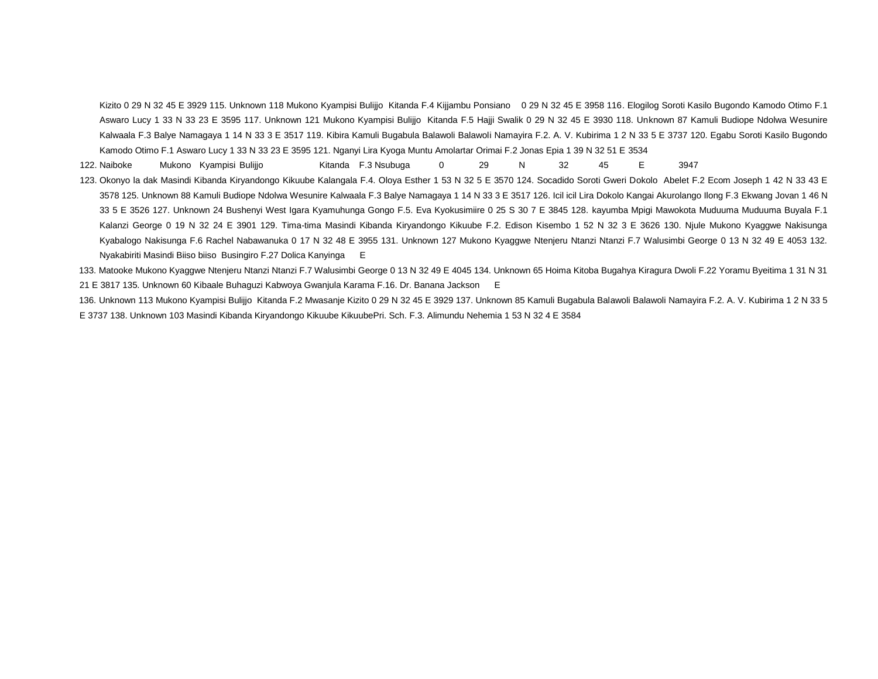Kizito 0 29 N 32 45 E 3929 115. Unknown 118 Mukono Kyampisi Bulijjo Kitanda F.4 Kijjambu Ponsiano 0 29 N 32 45 E 3958 116. Elogilog Soroti Kasilo Bugondo Kamodo Otimo F.1 Aswaro Lucy 1 33 N 33 23 E 3595 117. Unknown 121 Mukono Kyampisi Bulijjo Kitanda F.5 Hajji Swalik 0 29 N 32 45 E 3930 118. Unknown 87 Kamuli Budiope Ndolwa Wesunire Kalwaala F.3 Balye Namagaya 1 14 N 33 3 E 3517 119. Kibira Kamuli Bugabula Balawoli Balawoli Namayira F.2. A. V. Kubirima 1 2 N 33 5 E 3737 120. Egabu Soroti Kasilo Bugondo Kamodo Otimo F.1 Aswaro Lucy 1 33 N 33 23 E 3595 121. Nganyi Lira Kyoga Muntu Amolartar Orimai F.2 Jonas Epia 1 39 N 32 51 E 3534

122. Naiboke Mukono Kyampisi Bulijjo Kitanda F.3 Nsubuga 0 29 N 32 45 E 3947

123. Okonyo la dak Masindi Kibanda Kiryandongo Kikuube Kalangala F.4. Oloya Esther 1 53 N 32 5 E 3570 124. Socadido Soroti Gweri Dokolo Abelet F.2 Ecom Joseph 1 42 N 33 43 E 3578 125. Unknown 88 Kamuli Budiope Ndolwa Wesunire Kalwaala F.3 Balye Namagaya 1 14 N 33 3 E 3517 126. Icil icil Lira Dokolo Kangai Akurolango Ilong F.3 Ekwang Jovan 1 46 N 33 5 E 3526 127. Unknown 24 Bushenyi West Igara Kyamuhunga Gongo F.5. Eva Kyokusimiire 0 25 S 30 7 E 3845 128. kayumba Mpigi Mawokota Muduuma Muduuma Buyala F.1 Kalanzi George 0 19 N 32 24 E 3901 129. Tima-tima Masindi Kibanda Kiryandongo Kikuube F.2. Edison Kisembo 1 52 N 32 3 E 3626 130. Njule Mukono Kyaggwe Nakisunga Kyabalogo Nakisunga F.6 Rachel Nabawanuka 0 17 N 32 48 E 3955 131. Unknown 127 Mukono Kyaggwe Ntenjeru Ntanzi Ntanzi F.7 Walusimbi George 0 13 N 32 49 E 4053 132. Nyakabiriti Masindi Biiso biiso Busingiro F.27 Dolica Kanyinga E

133. Matooke Mukono Kyaggwe Ntenjeru Ntanzi Ntanzi F.7 Walusimbi George 0 13 N 32 49 E 4045 134. Unknown 65 Hoima Kitoba Bugahya Kiragura Dwoli F.22 Yoramu Byeitima 1 31 N 31 21 E 3817 135. Unknown 60 Kibaale Buhaguzi Kabwoya Gwanjula Karama F.16. Dr. Banana Jackson E

136. Unknown 113 Mukono Kyampisi Bulijjo Kitanda F.2 Mwasanje Kizito 0 29 N 32 45 E 3929 137. Unknown 85 Kamuli Bugabula Balawoli Balawoli Namayira F.2. A. V. Kubirima 1 2 N 33 5 E 3737 138. Unknown 103 Masindi Kibanda Kiryandongo Kikuube KikuubePri. Sch. F.3. Alimundu Nehemia 1 53 N 32 4 E 3584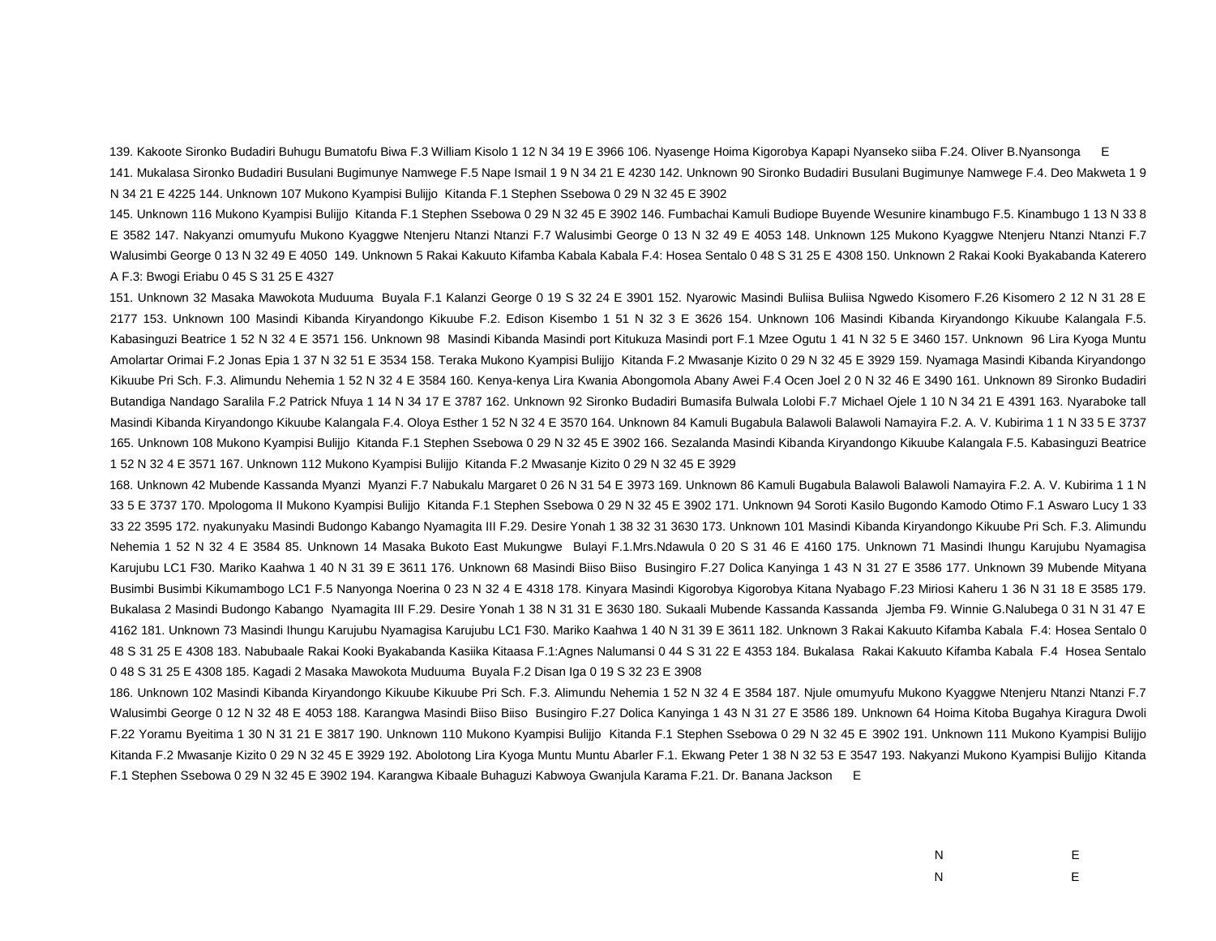139. Kakoote Sironko Budadiri Buhugu Bumatofu Biwa F.3 William Kisolo 1 12 N 34 19 E 3966 106. Nyasenge Hoima Kigorobya Kapapi Nyanseko siiba F.24. Oliver B.Nyansonga E

141. Mukalasa Sironko Budadiri Busulani Bugimunye Namwege F.5 Nape Ismail 1 9 N 34 21 E 4230 142. Unknown 90 Sironko Budadiri Busulani Bugimunye Namwege F.4. Deo Makweta 1 9 N 34 21 E 4225 144. Unknown 107 Mukono Kyampisi Bulijjo Kitanda F.1 Stephen Ssebowa 0 29 N 32 45 E 3902

145. Unknown 116 Mukono Kyampisi Bulijjo Kitanda F.1 Stephen Ssebowa 0 29 N 32 45 E 3902 146. Fumbachai Kamuli Budiope Buyende Wesunire kinambugo F.5. Kinambugo 1 13 N 33 8 E 3582 147. Nakyanzi omumyufu Mukono Kyaggwe Ntenjeru Ntanzi Ntanzi F.7 Walusimbi George 0 13 N 32 49 E 4053 148. Unknown 125 Mukono Kyaggwe Ntenjeru Ntanzi Ntanzi F.7 Walusimbi George 0 13 N 32 49 E 4050 149. Unknown 5 Rakai Kakuuto Kifamba Kabala Kabala F.4: Hosea Sentalo 0 48 S 31 25 E 4308 150. Unknown 2 Rakai Kooki Byakabanda Katerero A F.3: Bwogi Eriabu 0 45 S 31 25 E 4327

151. Unknown 32 Masaka Mawokota Muduuma Buyala F.1 Kalanzi George 0 19 S 32 24 E 3901 152. Nyarowic Masindi Buliisa Buliisa Ngwedo Kisomero F.26 Kisomero 2 12 N 31 28 E 2177 153. Unknown 100 Masindi Kibanda Kiryandongo Kikuube F.2. Edison Kisembo 1 51 N 32 3 E 3626 154. Unknown 106 Masindi Kibanda Kiryandongo Kikuube Kalangala F.5. Kabasinguzi Beatrice 1 52 N 32 4 E 3571 156. Unknown 98 Masindi Kibanda Masindi port Kitukuza Masindi port F.1 Mzee Ogutu 1 41 N 32 5 E 3460 157. Unknown 96 Lira Kyoga Muntu Amolartar Orimai F.2 Jonas Epia 1 37 N 32 51 E 3534 158. Teraka Mukono Kyampisi Bulijjo Kitanda F.2 Mwasanje Kizito 0 29 N 32 45 E 3929 159. Nyamaga Masindi Kibanda Kiryandongo Kikuube Pri Sch. F.3. Alimundu Nehemia 1 52 N 32 4 E 3584 160. Kenya-kenya Lira Kwania Abongomola Abany Awei F.4 Ocen Joel 2 0 N 32 46 E 3490 161. Unknown 89 Sironko Budadiri Butandiga Nandago Saralila F.2 Patrick Nfuya 1 14 N 34 17 E 3787 162. Unknown 92 Sironko Budadiri Bumasifa Bulwala Lolobi F.7 Michael Ojele 1 10 N 34 21 E 4391 163. Nyaraboke tall Masindi Kibanda Kiryandongo Kikuube Kalangala F.4. Oloya Esther 1 52 N 32 4 E 3570 164. Unknown 84 Kamuli Bugabula Balawoli Balawoli Namayira F.2. A. V. Kubirima 1 1 N 33 5 E 3737 165. Unknown 108 Mukono Kyampisi Bulijjo Kitanda F.1 Stephen Ssebowa 0 29 N 32 45 E 3902 166. Sezalanda Masindi Kibanda Kiryandongo Kikuube Kalangala F.5. Kabasinguzi Beatrice 1 52 N 32 4 E 3571 167. Unknown 112 Mukono Kyampisi Bulijjo Kitanda F.2 Mwasanje Kizito 0 29 N 32 45 E 3929

168. Unknown 42 Mubende Kassanda Myanzi Myanzi F.7 Nabukalu Margaret 0 26 N 31 54 E 3973 169. Unknown 86 Kamuli Bugabula Balawoli Balawoli Namayira F.2. A. V. Kubirima 1 1 N 33 5 E 3737 170. Mpologoma II Mukono Kyampisi Bulijjo Kitanda F.1 Stephen Ssebowa 0 29 N 32 45 E 3902 171. Unknown 94 Soroti Kasilo Bugondo Kamodo Otimo F.1 Aswaro Lucy 1 33 33 22 3595 172. nyakunyaku Masindi Budongo Kabango Nyamagita III F.29. Desire Yonah 1 38 32 31 3630 173. Unknown 101 Masindi Kibanda Kiryandongo Kikuube Pri Sch. F.3. Alimundu Nehemia 1 52 N 32 4 E 3584 85. Unknown 14 Masaka Bukoto East Mukungwe Bulayi F.1.Mrs.Ndawula 0 20 S 31 46 E 4160 175. Unknown 71 Masindi Ihungu Karujubu Nyamagisa Karujubu LC1 F30. Mariko Kaahwa 1 40 N 31 39 E 3611 176. Unknown 68 Masindi Biiso Biiso Busingiro F.27 Dolica Kanyinga 1 43 N 31 27 E 3586 177. Unknown 39 Mubende Mityana Busimbi Busimbi Kikumambogo LC1 F.5 Nanyonga Noerina 0 23 N 32 4 E 4318 178. Kinyara Masindi Kigorobya Kigorobya Kitana Nyabago F.23 Miriosi Kaheru 1 36 N 31 18 E 3585 179. Bukalasa 2 Masindi Budongo Kabango Nyamagita III F.29. Desire Yonah 1 38 N 31 31 E 3630 180. Sukaali Mubende Kassanda Kassanda Jjemba F9. Winnie G.Nalubega 0 31 N 31 47 E 4162 181. Unknown 73 Masindi Ihungu Karujubu Nyamagisa Karujubu LC1 F30. Mariko Kaahwa 1 40 N 31 39 E 3611 182. Unknown 3 Rakai Kakuuto Kifamba Kabala F.4: Hosea Sentalo 0 48 S 31 25 E 4308 183. Nabubaale Rakai Kooki Byakabanda Kasiika Kitaasa F.1:Agnes Nalumansi 0 44 S 31 22 E 4353 184. Bukalasa Rakai Kakuuto Kifamba Kabala F.4 Hosea Sentalo 0 48 S 31 25 E 4308 185. Kagadi 2 Masaka Mawokota Muduuma Buyala F.2 Disan Iga 0 19 S 32 23 E 3908

186. Unknown 102 Masindi Kibanda Kiryandongo Kikuube Kikuube Pri Sch. F.3. Alimundu Nehemia 1 52 N 32 4 E 3584 187. Njule omumyufu Mukono Kyaggwe Ntenjeru Ntanzi Ntanzi F.7 Walusimbi George 0 12 N 32 48 E 4053 188. Karangwa Masindi Biiso Biiso Busingiro F.27 Dolica Kanyinga 1 43 N 31 27 E 3586 189. Unknown 64 Hoima Kitoba Bugahya Kiragura Dwoli F.22 Yoramu Byeitima 1 30 N 31 21 E 3817 190. Unknown 110 Mukono Kyampisi Bulijjo Kitanda F.1 Stephen Ssebowa 0 29 N 32 45 E 3902 191. Unknown 111 Mukono Kyampisi Bulijjo Kitanda F.2 Mwasanje Kizito 0 29 N 32 45 E 3929 192. Abolotong Lira Kyoga Muntu Muntu Abarler F.1. Ekwang Peter 1 38 N 32 53 E 3547 193. Nakyanzi Mukono Kyampisi Bulijjo Kitanda F.1 Stephen Ssebowa 0 29 N 32 45 E 3902 194. Karangwa Kibaale Buhaguzi Kabwoya Gwanjula Karama F.21. Dr. Banana Jackson E

N E

N E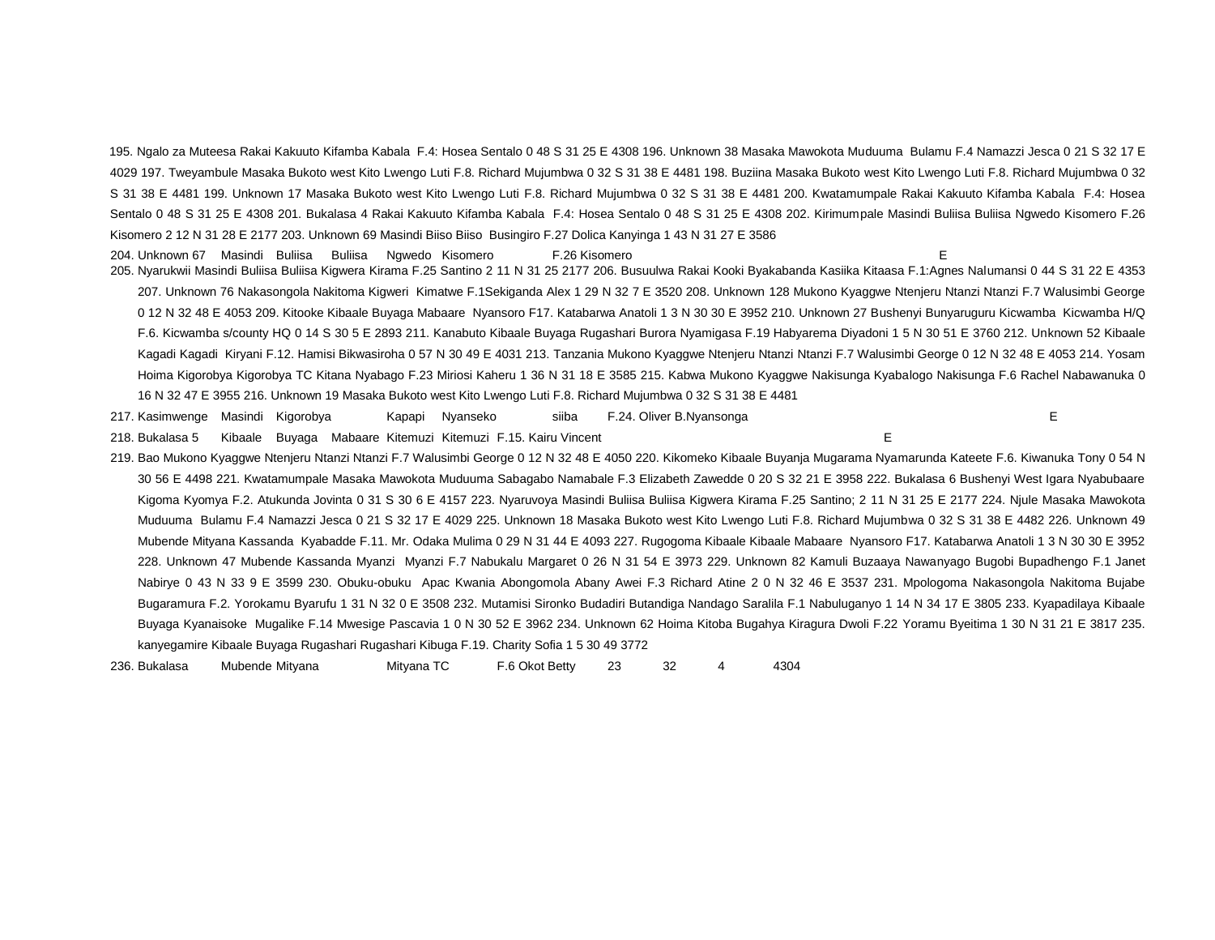195. Ngalo za Muteesa Rakai Kakuuto Kifamba Kabala F.4: Hosea Sentalo 0 48 S 31 25 E 4308 196. Unknown 38 Masaka Mawokota Muduuma Bulamu F.4 Namazzi Jesca 0 21 S 32 17 E 4029 197. Tweyambule Masaka Bukoto west Kito Lwengo Luti F.8. Richard Mujumbwa 0 32 S 31 38 E 4481 198. Buziina Masaka Bukoto west Kito Lwengo Luti F.8. Richard Mujumbwa 0 32 S 31 38 E 4481 199. Unknown 17 Masaka Bukoto west Kito Lwengo Luti F.8. Richard Mujumbwa 0 32 S 31 38 E 4481 200. Kwatamumpale Rakai Kakuuto Kifamba Kabala F.4: Hosea Sentalo 0 48 S 31 25 E 4308 201. Bukalasa 4 Rakai Kakuuto Kifamba Kabala F.4: Hosea Sentalo 0 48 S 31 25 E 4308 202. Kirimumpale Masindi Buliisa Buliisa Ngwedo Kisomero F.26 Kisomero 2 12 N 31 28 E 2177 203. Unknown 69 Masindi Biiso Biiso Busingiro F.27 Dolica Kanyinga 1 43 N 31 27 E 3586

204. Unknown 67 Masindi Buliisa Buliisa Ngwedo Kisomero F.26 Kisomero E

205. Nyarukwii Masindi Buliisa Buliisa Kigwera Kirama F.25 Santino 2 11 N 31 25 2177 206. Busuulwa Rakai Kooki Byakabanda Kasiika Kitaasa F.1:Agnes Nalumansi 0 44 S 31 22 E 4353 207. Unknown 76 Nakasongola Nakitoma Kigweri Kimatwe F.1Sekiganda Alex 1 29 N 32 7 E 3520 208. Unknown 128 Mukono Kyaggwe Ntenjeru Ntanzi Ntanzi F.7 Walusimbi George 0 12 N 32 48 E 4053 209. Kitooke Kibaale Buyaga Mabaare Nyansoro F17. Katabarwa Anatoli 1 3 N 30 30 E 3952 210. Unknown 27 Bushenyi Bunyaruguru Kicwamba Kicwamba H/Q F.6. Kicwamba s/county HQ 0 14 S 30 5 E 2893 211. Kanabuto Kibaale Buyaga Rugashari Burora Nyamigasa F.19 Habyarema Diyadoni 1 5 N 30 51 E 3760 212. Unknown 52 Kibaale Kagadi Kagadi Kiryani F.12. Hamisi Bwikasiroha 0 57 N 30 49 E 4031 213. Tanzania Mukono Kyaggwe Ntenjeru Ntanzi Ntanzi F.7 Walusimbi George 0 12 N 32 48 E 4053 214. Yosam Hoima Kigorobya Kigorobya TC Kitana Nyabago F.23 Miriosi Kaheru 1 36 N 31 18 E 3585 215. Kabwa Mukono Kyaggwe Nakisunga Kyabalogo Nakisunga F.6 Rachel Nabawanuka 0 16 N 32 47 E 3955 216. Unknown 19 Masaka Bukoto west Kito Lwengo Luti F.8. Richard Mujumbwa 0 32 S 31 38 E 4481

217. Kasimwenge Masindi Kigorobya Kapapi Nyanseko siiba F.24. Oliver B.Nyansonga E

218. Bukalasa 5 Kibaale Buyaga Mabaare Kitemuzi Kitemuzi F.15. Kairu Vincent E

219. Bao Mukono Kyaggwe Ntenjeru Ntanzi Ntanzi F.7 Walusimbi George 0 12 N 32 48 E 4050 220. Kikomeko Kibaale Buyanja Mugarama Nyamarunda Kateete F.6. Kiwanuka Tony 0 54 N 30 56 E 4498 221. Kwatamumpale Masaka Mawokota Muduuma Sabagabo Namabale F.3 Elizabeth Zawedde 0 20 S 32 21 E 3958 222. Bukalasa 6 Bushenyi West Igara Nyabubaare Kigoma Kyomya F.2. Atukunda Jovinta 0 31 S 30 6 E 4157 223. Nyaruvoya Masindi Buliisa Buliisa Kigwera Kirama F.25 Santino; 2 11 N 31 25 E 2177 224. Njule Masaka Mawokota Muduuma Bulamu F.4 Namazzi Jesca 0 21 S 32 17 E 4029 225. Unknown 18 Masaka Bukoto west Kito Lwengo Luti F.8. Richard Mujumbwa 0 32 S 31 38 E 4482 226. Unknown 49 Mubende Mityana Kassanda Kyabadde F.11. Mr. Odaka Mulima 0 29 N 31 44 E 4093 227. Rugogoma Kibaale Kibaale Mabaare Nyansoro F17. Katabarwa Anatoli 1 3 N 30 30 E 3952 228. Unknown 47 Mubende Kassanda Myanzi Myanzi F.7 Nabukalu Margaret 0 26 N 31 54 E 3973 229. Unknown 82 Kamuli Buzaaya Nawanyago Bugobi Bupadhengo F.1 Janet Nabirye 0 43 N 33 9 E 3599 230. Obuku-obuku Apac Kwania Abongomola Abany Awei F.3 Richard Atine 2 0 N 32 46 E 3537 231. Mpologoma Nakasongola Nakitoma Bujabe Bugaramura F.2. Yorokamu Byarufu 1 31 N 32 0 E 3508 232. Mutamisi Sironko Budadiri Butandiga Nandago Saralila F.1 Nabuluganyo 1 14 N 34 17 E 3805 233. Kyapadilaya Kibaale Buyaga Kyanaisoke Mugalike F.14 Mwesige Pascavia 1 0 N 30 52 E 3962 234. Unknown 62 Hoima Kitoba Bugahya Kiragura Dwoli F.22 Yoramu Byeitima 1 30 N 31 21 E 3817 235. kanyegamire Kibaale Buyaga Rugashari Rugashari Kibuga F.19. Charity Sofia 1 5 30 49 3772

236. Bukalasa Mubende Mityana Mityana TC F.6 Okot Betty 23 32 4 4304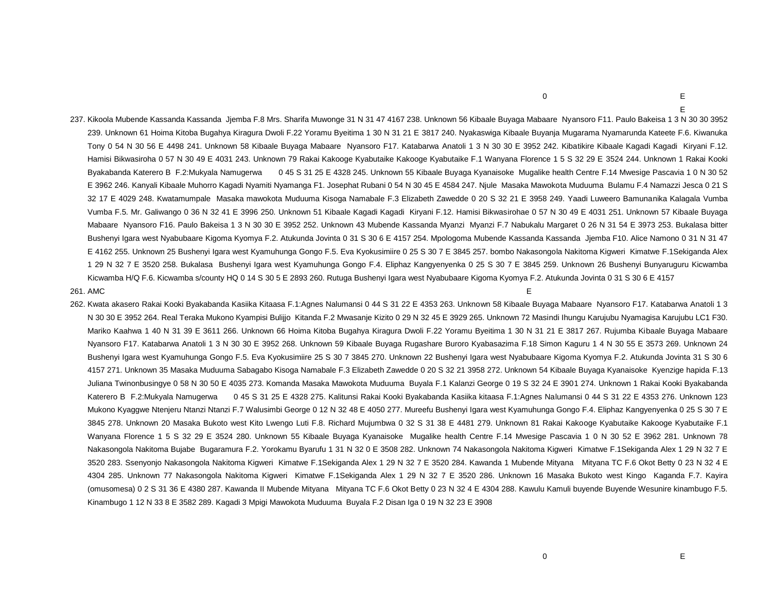0 E

E

237. Kikoola Mubende Kassanda Kassanda Jjemba F.8 Mrs. Sharifa Muwonge 31 N 31 47 4167 238. Unknown 56 Kibaale Buyaga Mabaare Nyansoro F11. Paulo Bakeisa 1 3 N 30 30 3952 239. Unknown 61 Hoima Kitoba Bugahya Kiragura Dwoli F.22 Yoramu Byeitima 1 30 N 31 21 E 3817 240. Nyakaswiga Kibaale Buyanja Mugarama Nyamarunda Kateete F.6. Kiwanuka Tony 0 54 N 30 56 E 4498 241. Unknown 58 Kibaale Buyaga Mabaare Nyansoro F17. Katabarwa Anatoli 1 3 N 30 30 E 3952 242. Kibatikire Kibaale Kagadi Kagadi Kiryani F.12. Hamisi Bikwasiroha 0 57 N 30 49 E 4031 243. Unknown 79 Rakai Kakooge Kyabutaike Kakooge Kyabutaike F.1 Wanyana Florence 1 5 S 32 29 E 3524 244. Unknown 1 Rakai Kooki Byakabanda Katerero B F.2:Mukyala Namugerwa 0 45 S 31 25 E 4328 245. Unknown 55 Kibaale Buyaga Kyanaisoke Mugalike health Centre F.14 Mwesige Pascavia 1 0 N 30 52 E 3962 246. Kanyali Kibaale Muhorro Kagadi Nyamiti Nyamanga F1. Josephat Rubani 0 54 N 30 45 E 4584 247. Njule Masaka Mawokota Muduuma Bulamu F.4 Namazzi Jesca 0 21 S 32 17 E 4029 248. Kwatamumpale Masaka mawokota Muduuma Kisoga Namabale F.3 Elizabeth Zawedde 0 20 S 32 21 E 3958 249. Yaadi Luweero Bamunanika Kalagala Vumba Vumba F.5. Mr. Galiwango 0 36 N 32 41 E 3996 250. Unknown 51 Kibaale Kagadi Kagadi Kiryani F.12. Hamisi Bikwasirohae 0 57 N 30 49 E 4031 251. Unknown 57 Kibaale Buyaga Mabaare Nyansoro F16. Paulo Bakeisa 1 3 N 30 30 E 3952 252. Unknown 43 Mubende Kassanda Myanzi Myanzi F.7 Nabukalu Margaret 0 26 N 31 54 E 3973 253. Bukalasa bitter Bushenyi Igara west Nyabubaare Kigoma Kyomya F.2. Atukunda Jovinta 0 31 S 30 6 E 4157 254. Mpologoma Mubende Kassanda Kassanda Jjemba F10. Alice Namono 0 31 N 31 47 E 4162 255. Unknown 25 Bushenyi Igara west Kyamuhunga Gongo F.5. Eva Kyokusimiire 0 25 S 30 7 E 3845 257. bombo Nakasongola Nakitoma Kigweri Kimatwe F.1Sekiganda Alex 1 29 N 32 7 E 3520 258. Bukalasa Bushenyi Igara west Kyamuhunga Gongo F.4. Eliphaz Kangyenyenka 0 25 S 30 7 E 3845 259. Unknown 26 Bushenyi Bunyaruguru Kicwamba Kicwamba H/Q F.6. Kicwamba s/county HQ 0 14 S 30 5 E 2893 260. Rutuga Bushenyi Igara west Nyabubaare Kigoma Kyomya F.2. Atukunda Jovinta 0 31 S 30 6 E 4157

261. AMC E

262. Kwata akasero Rakai Kooki Byakabanda Kasiika Kitaasa F.1:Agnes Nalumansi 0 44 S 31 22 E 4353 263. Unknown 58 Kibaale Buyaga Mabaare Nyansoro F17. Katabarwa Anatoli 1 3 N 30 30 E 3952 264. Real Teraka Mukono Kyampisi Bulijjo Kitanda F.2 Mwasanje Kizito 0 29 N 32 45 E 3929 265. Unknown 72 Masindi Ihungu Karujubu Nyamagisa Karujubu LC1 F30. Mariko Kaahwa 1 40 N 31 39 E 3611 266. Unknown 66 Hoima Kitoba Bugahya Kiragura Dwoli F.22 Yoramu Byeitima 1 30 N 31 21 E 3817 267. Rujumba Kibaale Buyaga Mabaare Nyansoro F17. Katabarwa Anatoli 1 3 N 30 30 E 3952 268. Unknown 59 Kibaale Buyaga Rugashare Buroro Kyabasazima F.18 Simon Kaguru 1 4 N 30 55 E 3573 269. Unknown 24 Bushenyi Igara west Kyamuhunga Gongo F.5. Eva Kyokusimiire 25 S 30 7 3845 270. Unknown 22 Bushenyi Igara west Nyabubaare Kigoma Kyomya F.2. Atukunda Jovinta 31 S 30 6 4157 271. Unknown 35 Masaka Muduuma Sabagabo Kisoga Namabale F.3 Elizabeth Zawedde 0 20 S 32 21 3958 272. Unknown 54 Kibaale Buyaga Kyanaisoke Kyenzige hapida F.13 Juliana Twinonbusingye 0 58 N 30 50 E 4035 273. Komanda Masaka Mawokota Muduuma Buyala F.1 Kalanzi George 0 19 S 32 24 E 3901 274. Unknown 1 Rakai Kooki Byakabanda Katerero B F.2:Mukyala Namugerwa 0 45 S 31 25 E 4328 275. Kalitunsi Rakai Kooki Byakabanda Kasiika kitaasa F.1:Agnes Nalumansi 0 44 S 31 22 E 4353 276. Unknown 123 Mukono Kyaggwe Ntenjeru Ntanzi Ntanzi F.7 Walusimbi George 0 12 N 32 48 E 4050 277. Mureefu Bushenyi Igara west Kyamuhunga Gongo F.4. Eliphaz Kangyenyenka 0 25 S 30 7 E 3845 278. Unknown 20 Masaka Bukoto west Kito Lwengo Luti F.8. Richard Mujumbwa 0 32 S 31 38 E 4481 279. Unknown 81 Rakai Kakooge Kyabutaike Kakooge Kyabutaike F.1 Wanyana Florence 1 5 S 32 29 E 3524 280. Unknown 55 Kibaale Buyaga Kyanaisoke Mugalike health Centre F.14 Mwesige Pascavia 1 0 N 30 52 E 3962 281. Unknown 78 Nakasongola Nakitoma Bujabe Bugaramura F.2. Yorokamu Byarufu 1 31 N 32 0 E 3508 282. Unknown 74 Nakasongola Nakitoma Kigweri Kimatwe F.1Sekiganda Alex 1 29 N 32 7 E 3520 283. Ssenyonjo Nakasongola Nakitoma Kigweri Kimatwe F.1Sekiganda Alex 1 29 N 32 7 E 3520 284. Kawanda 1 Mubende Mityana Mityana TC F.6 Okot Betty 0 23 N 32 4 E 4304 285. Unknown 77 Nakasongola Nakitoma Kigweri Kimatwe F.1Sekiganda Alex 1 29 N 32 7 E 3520 286. Unknown 16 Masaka Bukoto west Kingo Kaganda F.7. Kayira (omusomesa) 0 2 S 31 36 E 4380 287. Kawanda II Mubende Mityana Mityana TC F.6 Okot Betty 0 23 N 32 4 E 4304 288. Kawulu Kamuli buyende Buyende Wesunire kinambugo F.5. Kinambugo 1 12 N 33 8 E 3582 289. Kagadi 3 Mpigi Mawokota Muduuma Buyala F.2 Disan Iga 0 19 N 32 23 E 3908

0 E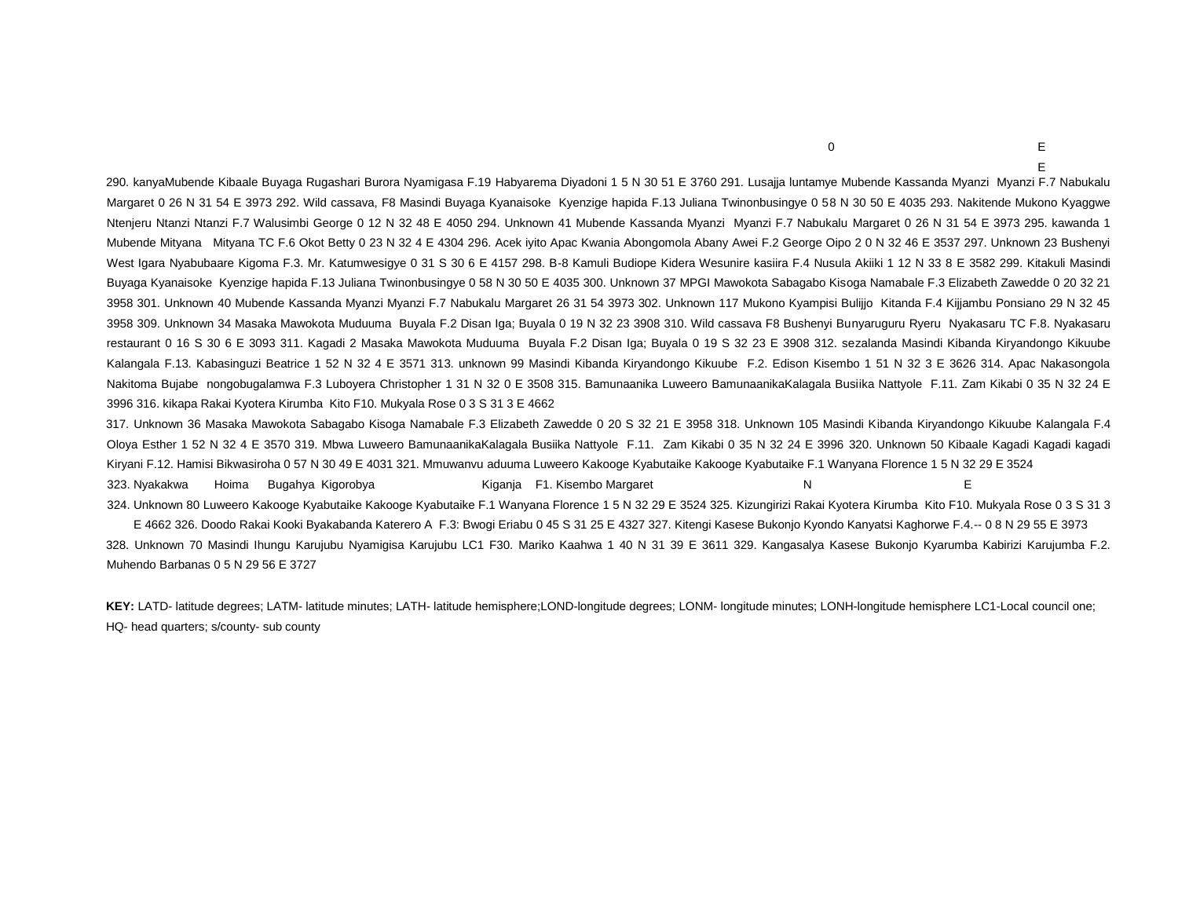0 E

E

290. kanyaMubende Kibaale Buyaga Rugashari Burora Nyamigasa F.19 Habyarema Diyadoni 1 5 N 30 51 E 3760 291. Lusajja luntamye Mubende Kassanda Myanzi Myanzi F.7 Nabukalu Margaret 0 26 N 31 54 E 3973 292. Wild cassava, F8 Masindi Buyaga Kyanaisoke Kyenzige hapida F.13 Juliana Twinonbusingye 0 58 N 30 50 E 4035 293. Nakitende Mukono Kyaggwe Ntenjeru Ntanzi Ntanzi F.7 Walusimbi George 0 12 N 32 48 E 4050 294. Unknown 41 Mubende Kassanda Myanzi Myanzi F.7 Nabukalu Margaret 0 26 N 31 54 E 3973 295. kawanda 1 Mubende Mityana Mityana TC F.6 Okot Betty 0 23 N 32 4 E 4304 296. Acek iyito Apac Kwania Abongomola Abany Awei F.2 George Oipo 2 0 N 32 46 E 3537 297. Unknown 23 Bushenyi West Igara Nyabubaare Kigoma F.3. Mr. Katumwesigye 0 31 S 30 6 E 4157 298. B-8 Kamuli Budiope Kidera Wesunire kasiira F.4 Nusula Akiiki 1 12 N 33 8 E 3582 299. Kitakuli Masindi Buyaga Kyanaisoke Kyenzige hapida F.13 Juliana Twinonbusingye 0 58 N 30 50 E 4035 300. Unknown 37 MPGI Mawokota Sabagabo Kisoga Namabale F.3 Elizabeth Zawedde 0 20 32 21 3958 301. Unknown 40 Mubende Kassanda Myanzi Myanzi F.7 Nabukalu Margaret 26 31 54 3973 302. Unknown 117 Mukono Kyampisi Bulijjo Kitanda F.4 Kijjambu Ponsiano 29 N 32 45 3958 309. Unknown 34 Masaka Mawokota Muduuma Buyala F.2 Disan Iga; Buyala 0 19 N 32 23 3908 310. Wild cassava F8 Bushenyi Bunyaruguru Ryeru Nyakasaru TC F.8. Nyakasaru restaurant 0 16 S 30 6 E 3093 311. Kagadi 2 Masaka Mawokota Muduuma Buyala F.2 Disan Iga; Buyala 0 19 S 32 23 E 3908 312. sezalanda Masindi Kibanda Kiryandongo Kikuube Kalangala F.13. Kabasinguzi Beatrice 1 52 N 32 4 E 3571 313. unknown 99 Masindi Kibanda Kiryandongo Kikuube F.2. Edison Kisembo 1 51 N 32 3 E 3626 314. Apac Nakasongola Nakitoma Bujabe nongobugalamwa F.3 Luboyera Christopher 1 31 N 32 0 E 3508 315. Bamunaanika Luweero BamunaanikaKalagala Busiika Nattyole F.11. Zam Kikabi 0 35 N 32 24 E 3996 316. kikapa Rakai Kyotera Kirumba Kito F10. Mukyala Rose 0 3 S 31 3 E 4662

317. Unknown 36 Masaka Mawokota Sabagabo Kisoga Namabale F.3 Elizabeth Zawedde 0 20 S 32 21 E 3958 318. Unknown 105 Masindi Kibanda Kiryandongo Kikuube Kalangala F.4 Oloya Esther 1 52 N 32 4 E 3570 319. Mbwa Luweero BamunaanikaKalagala Busiika Nattyole F.11. Zam Kikabi 0 35 N 32 24 E 3996 320. Unknown 50 Kibaale Kagadi Kagadi kagadi Kiryani F.12. Hamisi Bikwasiroha 0 57 N 30 49 E 4031 321. Mmuwanvu aduuma Luweero Kakooge Kyabutaike Kakooge Kyabutaike F.1 Wanyana Florence 1 5 N 32 29 E 3524

323. Nyakakwa Hoima Bugahya Kigorobya Kiganja F1. Kisembo Margaret N E

324. Unknown 80 Luweero Kakooge Kyabutaike Kakooge Kyabutaike F.1 Wanyana Florence 1 5 N 32 29 E 3524 325. Kizungirizi Rakai Kyotera Kirumba Kito F10. Mukyala Rose 0 3 S 31 3 E 4662 326. Doodo Rakai Kooki Byakabanda Katerero A F.3: Bwogi Eriabu 0 45 S 31 25 E 4327 327. Kitengi Kasese Bukonjo Kyondo Kanyatsi Kaghorwe F.4.-- 0 8 N 29 55 E 3973

328. Unknown 70 Masindi Ihungu Karujubu Nyamigisa Karujubu LC1 F30. Mariko Kaahwa 1 40 N 31 39 E 3611 329. Kangasalya Kasese Bukonjo Kyarumba Kabirizi Karujumba F.2. Muhendo Barbanas 0 5 N 29 56 E 3727

**KEY:** LATD- latitude degrees; LATM- latitude minutes; LATH- latitude hemisphere;LOND-longitude degrees; LONM- longitude minutes; LONH-longitude hemisphere LC1-Local council one; HQ- head quarters; s/county- sub county